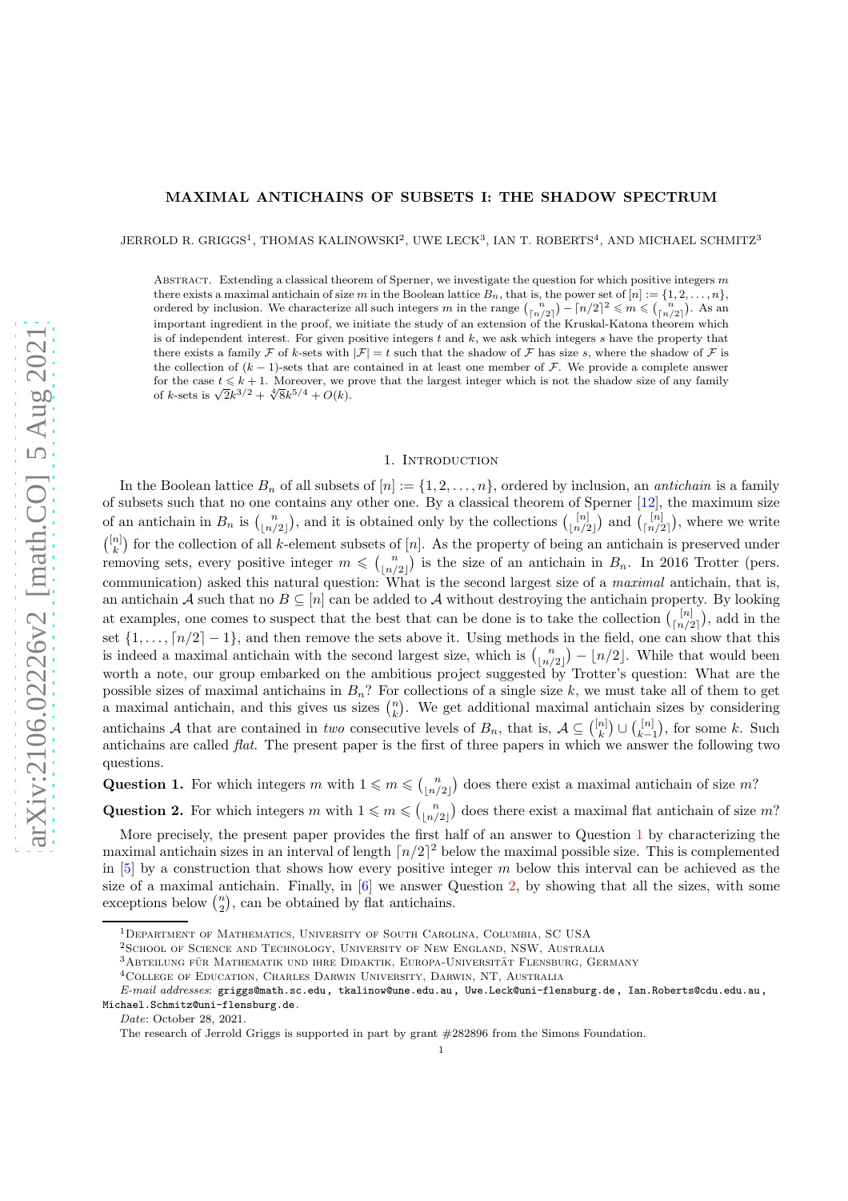# MAXIMAL ANTICHAINS OF SUBSETS I: THE SHADOW SPECTRUM

JERROLD R. GRIGGS[1], THOMAS KALINOWSKI[2], UWE LECK[3], IAN T. ROBERTS[4], AND MICHAEL SCHMITZ[3]

ABSTRACT. Extending a classical theorem of Sperner, we investigate the question for which positive integers $m$ there exists a maximal antichain of size $m$ in the Boolean lattice $B_n$, that is, the power set of $[n] := \{1, 2, \dots, n\}$, ordered by inclusion. We characterize all such integers $m$ in the range $\binom{n}{\lceil n/2 \rceil} - \lceil n/2 \rceil^2 \leqslant m \leqslant \binom{n}{\lceil n/2 \rceil}$. As an important ingredient in the proof, we initiate the study of an extension of the Kruskal-Katona theorem which is of independent interest. For given positive integers $t$ and $k$, we ask which integers $s$ have the property that there exists a family $\mathcal{F}$ of $k$-sets with $|\mathcal{F}| = t$ such that the shadow of $\mathcal{F}$ has size $s$, where the shadow of $\mathcal{F}$ is the collection of $(k-1)$-sets that are contained in at least one member of $\mathcal{F}$. We provide a complete answer for the case $t \leqslant k+1$. Moreover, we prove that the largest integer which is not the shadow size of any family of $k$-sets is $\sqrt{2}k^{3/2} + \sqrt[4]{8}k^{5/4} + O(k)$.

## 1. INTRODUCTION

In the Boolean lattice $B_n$ of all subsets of $[n] := \{1, 2, \dots, n\}$, ordered by inclusion, an *antichain* is a family of subsets such that no one contains any other one. By a classical theorem of Sperner [12], the maximum size of an antichain in $B_n$ is $\binom{n}{\lfloor n/2 \rfloor}$, and it is obtained only by the collections $\binom{[n]}{\lfloor n/2 \rfloor}$ and $\binom{[n]}{\lceil n/2 \rceil}$, where we write $\binom{[n]}{k}$ for the collection of all $k$-element subsets of $[n]$. As the property of being an antichain is preserved under removing sets, every positive integer $m \leqslant \binom{n}{\lfloor n/2 \rfloor}$ is the size of an antichain in $B_n$. In 2016 Trotter (pers. communication) asked this natural question: What is the second largest size of a *maximal* antichain, that is, an antichain $\mathcal{A}$ such that no $B \subseteq [n]$ can be added to $\mathcal{A}$ without destroying the antichain property. By looking at examples, one comes to suspect that the best that can be done is to take the collection $\binom{[n]}{\lceil n/2 \rceil}$, add in the set $\{1, \dots, \lceil n/2 \rceil - 1\}$, and then remove the sets above it. Using methods in the field, one can show that this is indeed a maximal antichain with the second largest size, which is $\binom{n}{\lfloor n/2 \rfloor} - \lfloor n/2 \rfloor$. While that would been worth a note, our group embarked on the ambitious project suggested by Trotter's question: What are the possible sizes of maximal antichains in $B_n$? For collections of a single size $k$, we must take all of them to get a maximal antichain, and this gives us sizes $\binom{n}{k}$. We get additional maximal antichain sizes by considering antichains $\mathcal{A}$ that are contained in *two* consecutive levels of $B_n$, that is, $\mathcal{A} \subseteq \binom{[n]}{k} \cup \binom{[n]}{k-1}$, for some $k$. Such antichains are called *flat*. The present paper is the first of three papers in which we answer the following two questions.

**Question 1.** For which integers $m$ with $1 \leqslant m \leqslant \binom{n}{\lfloor n/2 \rfloor}$ does there exist a maximal antichain of size $m$?

**Question 2.** For which integers $m$ with $1 \leqslant m \leqslant \binom{n}{\lfloor n/2 \rfloor}$ does there exist a maximal flat antichain of size $m$?

More precisely, the present paper provides the first half of an answer to Question 1 by characterizing the maximal antichain sizes in an interval of length $\lceil n/2 \rceil^2$ below the maximal possible size. This is complemented in [5] by a construction that shows how every positive integer $m$ below this interval can be achieved as the size of a maximal antichain. Finally, in [6] we answer Question 2, by showing that all the sizes, with some exceptions below $\binom{n}{2}$, can be obtained by flat antichains.

---

[1]DEPARTMENT OF MATHEMATICS, UNIVERSITY OF SOUTH CAROLINA, COLUMBIA, SC USA

[2]SCHOOL OF SCIENCE AND TECHNOLOGY, UNIVERSITY OF NEW ENGLAND, NSW, AUSTRALIA

[3]ABTEILUNG FÜR MATHEMATIK UND IHRE DIDAKTIK, EUROPA-UNIVERSITÄT FLENSBURG, GERMANY

[4]COLLEGE OF EDUCATION, CHARLES DARWIN UNIVERSITY, DARWIN, NT, AUSTRALIA

*E-mail addresses*: griggs@math.sc.edu, tkalinow@une.edu.au, Uwe.Leck@uni-flensburg.de, Ian.Roberts@cdu.edu.au, Michael.Schmitz@uni-flensburg.de.

*Date*: October 28, 2021.

The research of Jerrold Griggs is supported in part by grant #282896 from the Simons Foundation.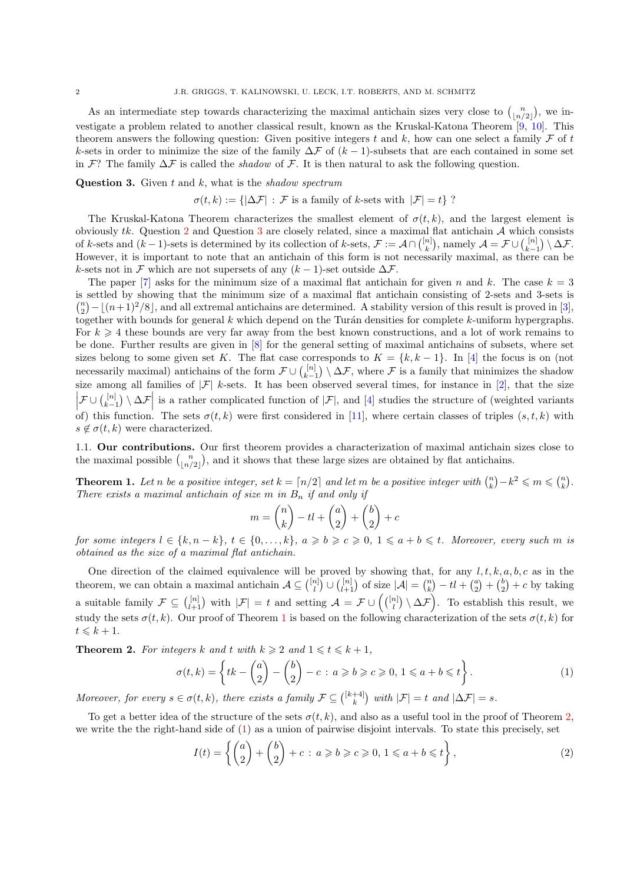As an intermediate step towards characterizing the maximal antichain sizes very close to $\binom{n}{\lfloor n/2\rfloor}$, we investigate a problem related to another classical result, known as the Kruskal-Katona Theorem [9, 10]. This theorem answers the following question: Given positive integers $t$ and $k$, how can one select a family $\mathcal{F}$ of $t$ $k$-sets in order to minimize the size of the family $\Delta\mathcal{F}$ of $(k-1)$-subsets that are each contained in some set in $\mathcal{F}$? The family $\Delta\mathcal{F}$ is called the *shadow* of $\mathcal{F}$. It is then natural to ask the following question.

**Question 3.** Given $t$ and $k$, what is the *shadow spectrum*

$$\sigma(t,k) := \{|\Delta\mathcal{F}| : \mathcal{F} \text{ is a family of } k\text{-sets with } |\mathcal{F}| = t\}\ ?$$

The Kruskal-Katona Theorem characterizes the smallest element of $\sigma(t,k)$, and the largest element is obviously $tk$. Question 2 and Question 3 are closely related, since a maximal flat antichain $\mathcal{A}$ which consists of $k$-sets and $(k-1)$-sets is determined by its collection of $k$-sets, $\mathcal{F} := \mathcal{A}\cap\binom{[n]}{k}$, namely $\mathcal{A} = \mathcal{F}\cup\binom{[n]}{k-1}\setminus\Delta\mathcal{F}$. However, it is important to note that an antichain of this form is not necessarily maximal, as there can be $k$-sets not in $\mathcal{F}$ which are not supersets of any $(k-1)$-set outside $\Delta\mathcal{F}$.

The paper [7] asks for the minimum size of a maximal flat antichain for given $n$ and $k$. The case $k=3$ is settled by showing that the minimum size of a maximal flat antichain consisting of 2-sets and 3-sets is $\binom{n}{2} - \lfloor (n+1)^2/8\rfloor$, and all extremal antichains are determined. A stability version of this result is proved in [3], together with bounds for general $k$ which depend on the Turán densities for complete $k$-uniform hypergraphs. For $k \geqslant 4$ these bounds are very far away from the best known constructions, and a lot of work remains to be done. Further results are given in [8] for the general setting of maximal antichains of subsets, where set sizes belong to some given set $K$. The flat case corresponds to $K=\{k,k-1\}$. In [4] the focus is on (not necessarily maximal) antichains of the form $\mathcal{F}\cup\binom{[n]}{k-1}\setminus\Delta\mathcal{F}$, where $\mathcal{F}$ is a family that minimizes the shadow size among all families of $|\mathcal{F}|$ $k$-sets. It has been observed several times, for instance in [2], that the size $\left|\mathcal{F}\cup\binom{[n]}{k-1}\setminus\Delta\mathcal{F}\right|$ is a rather complicated function of $|\mathcal{F}|$, and [4] studies the structure of (weighted variants of) this function. The sets $\sigma(t,k)$ were first considered in [11], where certain classes of triples $(s,t,k)$ with $s\notin\sigma(t,k)$ were characterized.

## 1.1. Our contributions.

Our first theorem provides a characterization of maximal antichain sizes close to the maximal possible $\binom{n}{\lfloor n/2\rfloor}$, and it shows that these large sizes are obtained by flat antichains.

**Theorem 1.** *Let $n$ be a positive integer, set $k=\lceil n/2\rceil$ and let $m$ be a positive integer with $\binom{n}{k}-k^2 \leqslant m \leqslant \binom{n}{k}$. There exists a maximal antichain of size $m$ in $B_n$ if and only if*

$$m = \binom{n}{k} - tl + \binom{a}{2} + \binom{b}{2} + c$$

*for some integers $l\in\{k,n-k\}$, $t\in\{0,\dots,k\}$, $a\geqslant b\geqslant c\geqslant 0$, $1\leqslant a+b\leqslant t$. Moreover, every such $m$ is obtained as the size of a maximal flat antichain.*

One direction of the claimed equivalence will be proved by showing that, for any $l,t,k,a,b,c$ as in the theorem, we can obtain a maximal antichain $\mathcal{A}\subseteq\binom{[n]}{l}\cup\binom{[n]}{l+1}$ of size $|\mathcal{A}| = \binom{n}{k} - tl + \binom{a}{2} + \binom{b}{2} + c$ by taking a suitable family $\mathcal{F}\subseteq\binom{[n]}{l+1}$ with $|\mathcal{F}|=t$ and setting $\mathcal{A} = \mathcal{F}\cup\left(\binom{[n]}{l}\setminus\Delta\mathcal{F}\right)$. To establish this result, we study the sets $\sigma(t,k)$. Our proof of Theorem 1 is based on the following characterization of the sets $\sigma(t,k)$ for $t\leqslant k+1$.

**Theorem 2.** *For integers $k$ and $t$ with $k\geqslant 2$ and $1\leqslant t\leqslant k+1$,*

$$\sigma(t,k) = \left\{tk - \binom{a}{2} - \binom{b}{2} - c \,:\, a\geqslant b\geqslant c\geqslant 0,\ 1\leqslant a+b\leqslant t\right\}. \tag{1}$$

*Moreover, for every $s\in\sigma(t,k)$, there exists a family $\mathcal{F}\subseteq\binom{[k+4]}{k}$ with $|\mathcal{F}|=t$ and $|\Delta\mathcal{F}|=s$.*

To get a better idea of the structure of the sets $\sigma(t,k)$, and also as a useful tool in the proof of Theorem 2, we write the the right-hand side of (1) as a union of pairwise disjoint intervals. To state this precisely, set

$$I(t) = \left\{\binom{a}{2} + \binom{b}{2} + c \,:\, a\geqslant b\geqslant c\geqslant 0,\ 1\leqslant a+b\leqslant t\right\}, \tag{2}$$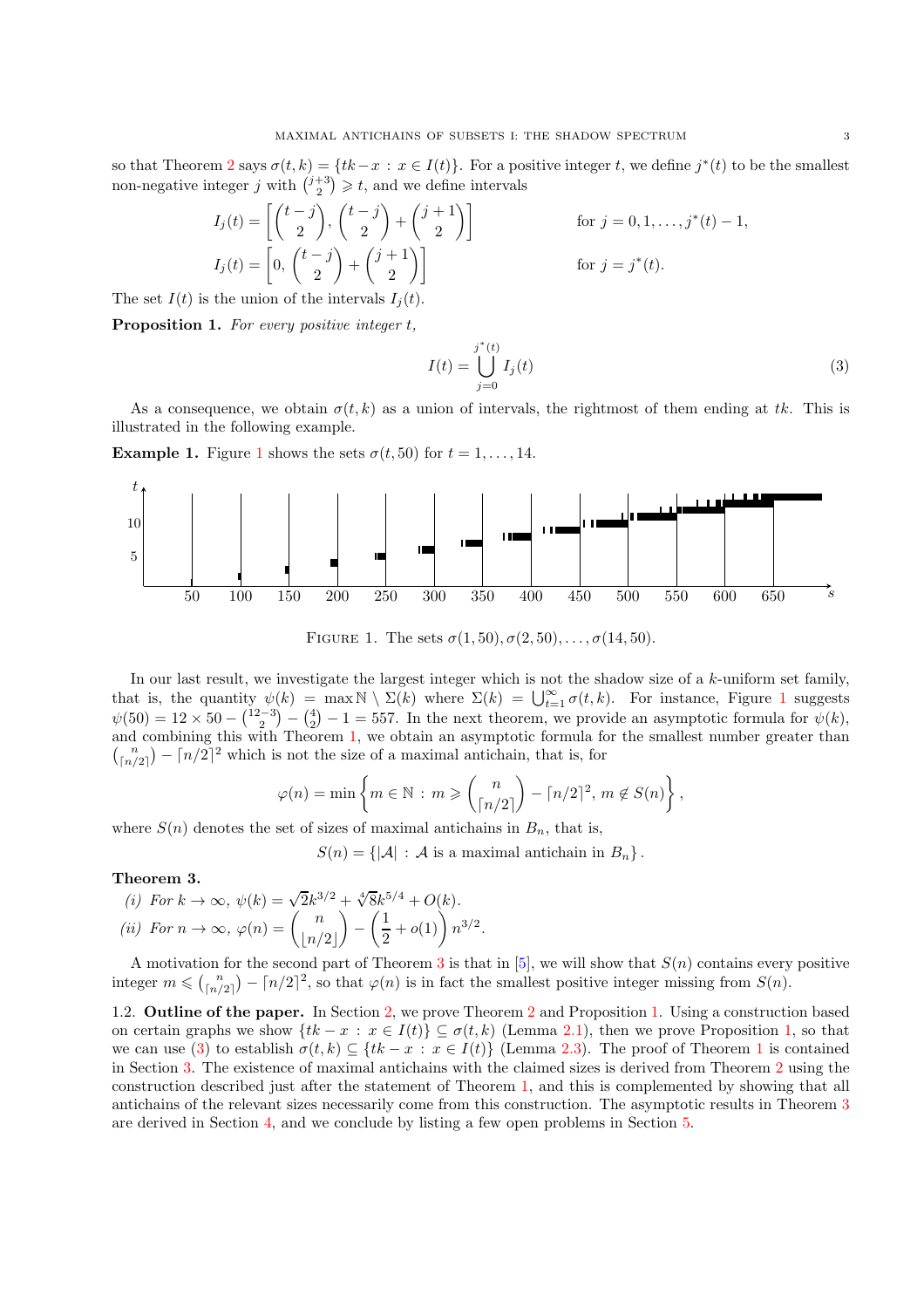so that Theorem 2 says $\sigma(t,k)=\{tk-x\,:\,x\in I(t)\}$. For a positive integer $t$, we define $j^*(t)$ to be the smallest non-negative integer $j$ with $\binom{j+3}{2}\geqslant t$, and we define intervals

$$I_j(t)=\left[\binom{t-j}{2},\,\binom{t-j}{2}+\binom{j+1}{2}\right]\qquad\text{for } j=0,1,\dots,j^*(t)-1,$$

$$I_j(t)=\left[0,\,\binom{t-j}{2}+\binom{j+1}{2}\right]\qquad\text{for } j=j^*(t).$$

The set $I(t)$ is the union of the intervals $I_j(t)$.

**Proposition 1.** *For every positive integer $t$,*

$$I(t)=\bigcup_{j=0}^{j^*(t)}I_j(t)\tag{3}$$

As a consequence, we obtain $\sigma(t,k)$ as a union of intervals, the rightmost of them ending at $tk$. This is illustrated in the following example.

**Example 1.** Figure 1 shows the sets $\sigma(t,50)$ for $t=1,\dots,14$.

t

10

5

50 100 150 200 250 300 350 400 450 500 550 600 650 s

FIGURE 1. The sets $\sigma(1,50),\sigma(2,50),\dots,\sigma(14,50)$.

In our last result, we investigate the largest integer which is not the shadow size of a $k$-uniform set family, that is, the quantity $\psi(k)=\max\mathbb{N}\setminus\Sigma(k)$ where $\Sigma(k)=\bigcup_{t=1}^{\infty}\sigma(t,k)$. For instance, Figure 1 suggests $\psi(50)=12\times 50-\binom{12-3}{2}-\binom{4}{2}-1=557$. In the next theorem, we provide an asymptotic formula for $\psi(k)$, and combining this with Theorem 1, we obtain an asymptotic formula for the smallest number greater than $\binom{n}{\lceil n/2\rceil}-\lceil n/2\rceil^2$ which is not the size of a maximal antichain, that is, for

$$\varphi(n)=\min\left\{m\in\mathbb{N}\,:\,m\geqslant\binom{n}{\lceil n/2\rceil}-\lceil n/2\rceil^2,\,m\notin S(n)\right\},$$

where $S(n)$ denotes the set of sizes of maximal antichains in $B_n$, that is,

$$S(n)=\{|\mathcal{A}|\,:\,\mathcal{A}\text{ is a maximal antichain in }B_n\}.$$

**Theorem 3.**

*(i) For $k\to\infty$, $\psi(k)=\sqrt{2}k^{3/2}+\sqrt[4]{8}k^{5/4}+O(k)$.*

*(ii) For $n\to\infty$, $\varphi(n)=\binom{n}{\lfloor n/2\rfloor}-\left(\frac{1}{2}+o(1)\right)n^{3/2}$.*

A motivation for the second part of Theorem 3 is that in [5], we will show that $S(n)$ contains every positive integer $m\leqslant\binom{n}{\lceil n/2\rceil}-\lceil n/2\rceil^2$, so that $\varphi(n)$ is in fact the smallest positive integer missing from $S(n)$.

**1.2. Outline of the paper.** In Section 2, we prove Theorem 2 and Proposition 1. Using a construction based on certain graphs we show $\{tk-x\,:\,x\in I(t)\}\subseteq\sigma(t,k)$ (Lemma 2.1), then we prove Proposition 1, so that we can use (3) to establish $\sigma(t,k)\subseteq\{tk-x\,:\,x\in I(t)\}$ (Lemma 2.3). The proof of Theorem 1 is contained in Section 3. The existence of maximal antichains with the claimed sizes is derived from Theorem 2 using the construction described just after the statement of Theorem 1, and this is complemented by showing that all antichains of the relevant sizes necessarily come from this construction. The asymptotic results in Theorem 3 are derived in Section 4, and we conclude by listing a few open problems in Section 5.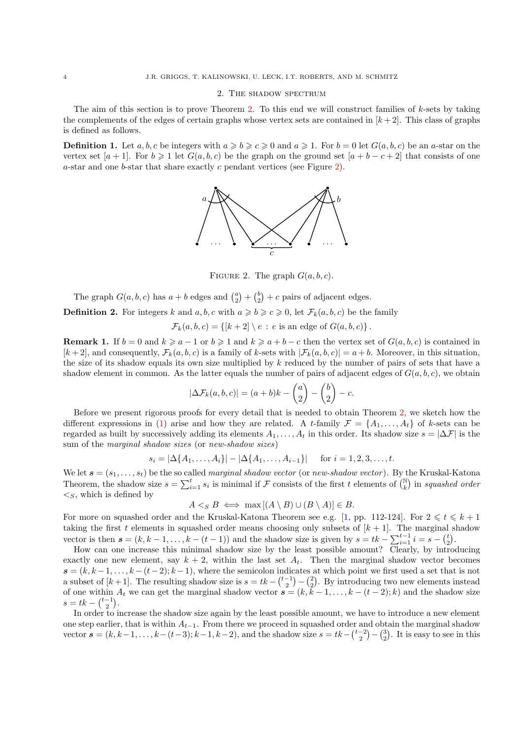## 2. The shadow spectrum

The aim of this section is to prove Theorem 2. To this end we will construct families of $k$-sets by taking the complements of the edges of certain graphs whose vertex sets are contained in $[k+2]$. This class of graphs is defined as follows.

**Definition 1.** Let $a, b, c$ be integers with $a \geqslant b \geqslant c \geqslant 0$ and $a \geqslant 1$. For $b = 0$ let $G(a, b, c)$ be an $a$-star on the vertex set $[a+1]$. For $b \geqslant 1$ let $G(a, b, c)$ be the graph on the ground set $[a+b-c+2]$ that consists of one $a$-star and one $b$-star that share exactly $c$ pendant vertices (see Figure 2).

a

b

...

...

...

c

Figure 2. The graph $G(a, b, c)$.

The graph $G(a, b, c)$ has $a+b$ edges and $\binom{a}{2} + \binom{b}{2} + c$ pairs of adjacent edges.

**Definition 2.** For integers $k$ and $a, b, c$ with $a \geqslant b \geqslant c \geqslant 0$, let $\mathcal{F}_k(a, b, c)$ be the family

$$\mathcal{F}_k(a, b, c) = \{[k+2] \setminus e \,:\, e \text{ is an edge of } G(a, b, c)\}\,.$$

**Remark 1.** If $b = 0$ and $k \geqslant a-1$ or $b \geqslant 1$ and $k \geqslant a+b-c$ then the vertex set of $G(a, b, c)$ is contained in $[k+2]$, and consequently, $\mathcal{F}_k(a, b, c)$ is a family of $k$-sets with $|\mathcal{F}_k(a, b, c)| = a + b$. Moreover, in this situation, the size of its shadow equals its own size multiplied by $k$ reduced by the number of pairs of sets that have a shadow element in common. As the latter equals the number of pairs of adjacent edges of $G(a, b, c)$, we obtain

$$|\Delta\mathcal{F}_k(a, b, c)| = (a+b)k - \binom{a}{2} - \binom{b}{2} - c.$$

Before we present rigorous proofs for every detail that is needed to obtain Theorem 2, we sketch how the different expressions in (1) arise and how they are related. A $t$-family $\mathcal{F} = \{A_1, \ldots, A_t\}$ of $k$-sets can be regarded as built by successively adding its elements $A_1, \ldots, A_t$ in this order. Its shadow size $s = |\Delta\mathcal{F}|$ is the sum of the *marginal shadow sizes* (or *new-shadow sizes*)

$$s_i = |\Delta\{A_1, \ldots, A_i\}| - |\Delta\{A_1, \ldots, A_{i-1}\}| \qquad \text{for } i = 1, 2, 3, \ldots, t.$$

We let $\boldsymbol{s} = (s_1, \ldots, s_t)$ be the so called *marginal shadow vector* (or *new-shadow vector*). By the Kruskal-Katona Theorem, the shadow size $s = \sum_{i=1}^{t} s_i$ is minimal if $\mathcal{F}$ consists of the first $t$ elements of $\binom{\mathbb{N}}{k}$ in *squashed order* $<_S$, which is defined by

$$A <_S B \iff \max\left[(A \setminus B) \cup (B \setminus A)\right] \in B.$$

For more on squashed order and the Kruskal-Katona Theorem see e.g. [1, pp. 112-124]. For $2 \leqslant t \leqslant k+1$ taking the first $t$ elements in squashed order means choosing only subsets of $[k+1]$. The marginal shadow vector is then $\boldsymbol{s} = (k, k-1, \ldots, k-(t-1))$ and the shadow size is given by $s = tk - \sum_{i=1}^{t-1} i = s - \binom{t}{2}$.

How can one increase this minimal shadow size by the least possible amount? Clearly, by introducing exactly one new element, say $k+2$, within the last set $A_t$. Then the marginal shadow vector becomes $\boldsymbol{s} = (k, k-1, \ldots, k-(t-2); k-1)$, where the semicolon indicates at which point we first used a set that is not a subset of $[k+1]$. The resulting shadow size is $s = tk - \binom{t-1}{2} - \binom{2}{2}$. By introducing two new elements instead of one within $A_t$ we can get the marginal shadow vector $\boldsymbol{s} = (k, k-1, \ldots, k-(t-2); k)$ and the shadow size $s = tk - \binom{t-1}{2}$.

In order to increase the shadow size again by the least possible amount, we have to introduce a new element one step earlier, that is within $A_{t-1}$. From there we proceed in squashed order and obtain the marginal shadow vector $\boldsymbol{s} = (k, k-1, \ldots, k-(t-3); k-1, k-2)$, and the shadow size $s = tk - \binom{t-2}{2} - \binom{3}{2}$. It is easy to see in this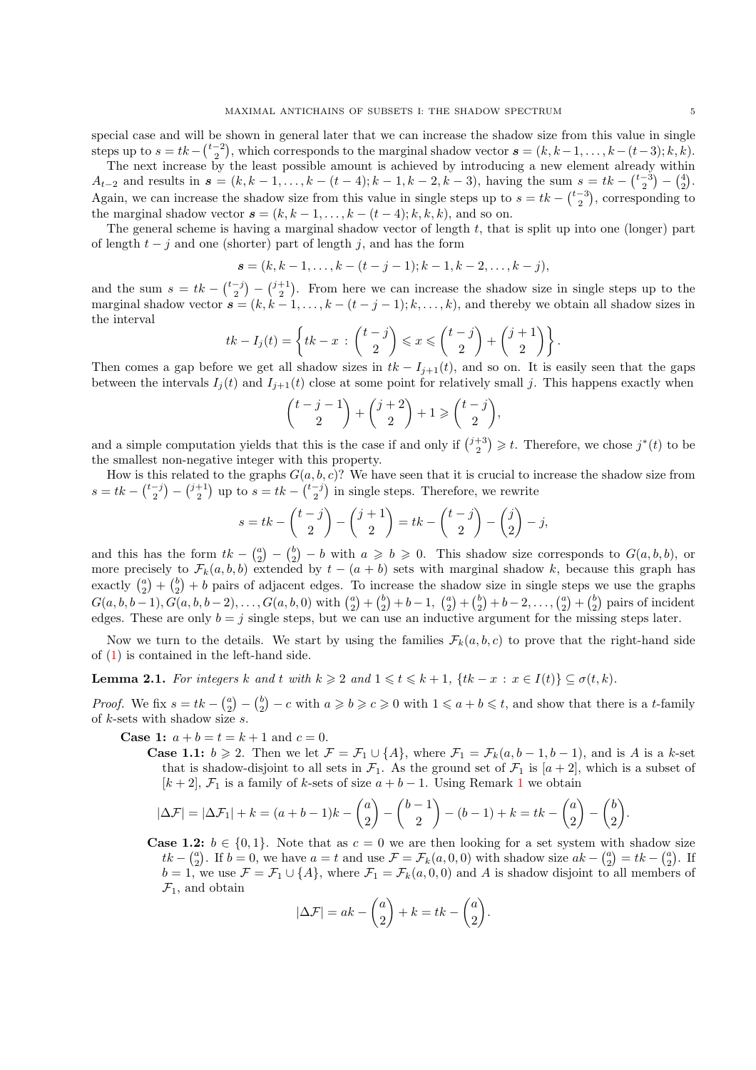special case and will be shown in general later that we can increase the shadow size from this value in single steps up to $s = tk - \binom{t-2}{2}$, which corresponds to the marginal shadow vector $\boldsymbol{s} = (k, k-1, \dots, k-(t-3); k, k)$.

The next increase by the least possible amount is achieved by introducing a new element already within $A_{t-2}$ and results in $\boldsymbol{s} = (k, k-1, \dots, k-(t-4); k-1, k-2, k-3)$, having the sum $s = tk - \binom{t-3}{2} - \binom{4}{2}$. Again, we can increase the shadow size from this value in single steps up to $s = tk - \binom{t-3}{2}$, corresponding to the marginal shadow vector $\boldsymbol{s} = (k, k-1, \dots, k-(t-4); k, k, k)$, and so on.

The general scheme is having a marginal shadow vector of length $t$, that is split up into one (longer) part of length $t-j$ and one (shorter) part of length $j$, and has the form

$$\boldsymbol{s} = (k, k-1, \dots, k-(t-j-1); k-1, k-2, \dots, k-j),$$

and the sum $s = tk - \binom{t-j}{2} - \binom{j+1}{2}$. From here we can increase the shadow size in single steps up to the marginal shadow vector $\boldsymbol{s} = (k, k-1, \dots, k-(t-j-1); k, \dots, k)$, and thereby we obtain all shadow sizes in the interval

$$tk - I_j(t) = \left\{ tk - x \,:\, \binom{t-j}{2} \leqslant x \leqslant \binom{t-j}{2} + \binom{j+1}{2} \right\}.$$

Then comes a gap before we get all shadow sizes in $tk - I_{j+1}(t)$, and so on. It is easily seen that the gaps between the intervals $I_j(t)$ and $I_{j+1}(t)$ close at some point for relatively small $j$. This happens exactly when

$$\binom{t-j-1}{2} + \binom{j+2}{2} + 1 \geqslant \binom{t-j}{2},$$

and a simple computation yields that this is the case if and only if $\binom{j+3}{2} \geqslant t$. Therefore, we chose $j^*(t)$ to be the smallest non-negative integer with this property.

How is this related to the graphs $G(a,b,c)$? We have seen that it is crucial to increase the shadow size from $s = tk - \binom{t-j}{2} - \binom{j+1}{2}$ up to $s = tk - \binom{t-j}{2}$ in single steps. Therefore, we rewrite

$$s = tk - \binom{t-j}{2} - \binom{j+1}{2} = tk - \binom{t-j}{2} - \binom{j}{2} - j,$$

and this has the form $tk - \binom{a}{2} - \binom{b}{2} - b$ with $a \geqslant b \geqslant 0$. This shadow size corresponds to $G(a,b,b)$, or more precisely to $\mathcal{F}_k(a,b,b)$ extended by $t-(a+b)$ sets with marginal shadow $k$, because this graph has exactly $\binom{a}{2} + \binom{b}{2} + b$ pairs of adjacent edges. To increase the shadow size in single steps we use the graphs $G(a,b,b-1), G(a,b,b-2), \dots, G(a,b,0)$ with $\binom{a}{2} + \binom{b}{2} + b - 1$, $\binom{a}{2} + \binom{b}{2} + b - 2, \dots, \binom{a}{2} + \binom{b}{2}$ pairs of incident edges. These are only $b = j$ single steps, but we can use an inductive argument for the missing steps later.

Now we turn to the details. We start by using the families $\mathcal{F}_k(a,b,c)$ to prove that the right-hand side of (1) is contained in the left-hand side.

**Lemma 2.1.** *For integers $k$ and $t$ with $k \geqslant 2$ and $1 \leqslant t \leqslant k+1$, $\{tk - x \,:\, x \in I(t)\} \subseteq \sigma(t,k)$.*

*Proof.* We fix $s = tk - \binom{a}{2} - \binom{b}{2} - c$ with $a \geqslant b \geqslant c \geqslant 0$ with $1 \leqslant a+b \leqslant t$, and show that there is a $t$-family of $k$-sets with shadow size $s$.

**Case 1:** $a+b = t = k+1$ and $c = 0$.

**Case 1.1:** $b \geqslant 2$. Then we let $\mathcal{F} = \mathcal{F}_1 \cup \{A\}$, where $\mathcal{F}_1 = \mathcal{F}_k(a, b-1, b-1)$, and is $A$ is a $k$-set that is shadow-disjoint to all sets in $\mathcal{F}_1$. As the ground set of $\mathcal{F}_1$ is $[a+2]$, which is a subset of $[k+2]$, $\mathcal{F}_1$ is a family of $k$-sets of size $a+b-1$. Using Remark 1 we obtain

$$|\Delta\mathcal{F}| = |\Delta\mathcal{F}_1| + k = (a+b-1)k - \binom{a}{2} - \binom{b-1}{2} - (b-1) + k = tk - \binom{a}{2} - \binom{b}{2}.$$

**Case 1.2:** $b \in \{0,1\}$. Note that as $c = 0$ we are then looking for a set system with shadow size $tk - \binom{a}{2}$. If $b = 0$, we have $a = t$ and use $\mathcal{F} = \mathcal{F}_k(a,0,0)$ with shadow size $ak - \binom{a}{2} = tk - \binom{a}{2}$. If $b = 1$, we use $\mathcal{F} = \mathcal{F}_1 \cup \{A\}$, where $\mathcal{F}_1 = \mathcal{F}_k(a,0,0)$ and $A$ is shadow disjoint to all members of $\mathcal{F}_1$, and obtain

$$|\Delta\mathcal{F}| = ak - \binom{a}{2} + k = tk - \binom{a}{2}.$$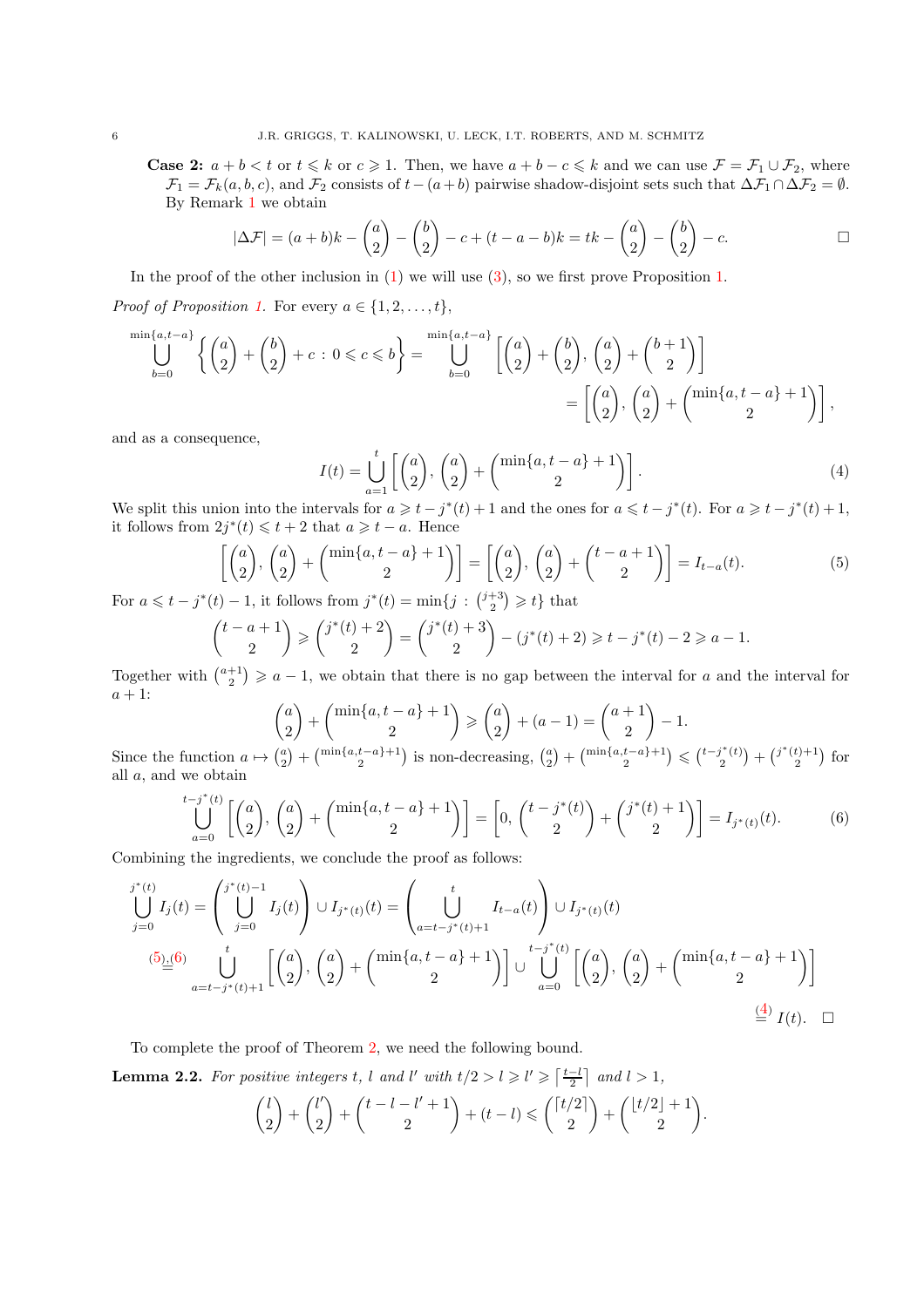**Case 2:** $a+b<t$ or $t\leqslant k$ or $c\geqslant 1$. Then, we have $a+b-c\leqslant k$ and we can use $\mathcal{F}=\mathcal{F}_1\cup\mathcal{F}_2$, where $\mathcal{F}_1=\mathcal{F}_k(a,b,c)$, and $\mathcal{F}_2$ consists of $t-(a+b)$ pairwise shadow-disjoint sets such that $\Delta\mathcal{F}_1\cap\Delta\mathcal{F}_2=\emptyset$. By Remark 1 we obtain

$$|\Delta\mathcal{F}|=(a+b)k-\binom{a}{2}-\binom{b}{2}-c+(t-a-b)k=tk-\binom{a}{2}-\binom{b}{2}-c. \qquad \square$$

In the proof of the other inclusion in (1) we will use (3), so we first prove Proposition 1.

*Proof of Proposition 1.* For every $a\in\{1,2,\dots,t\}$,

$$\bigcup_{b=0}^{\min\{a,t-a\}}\left\{\binom{a}{2}+\binom{b}{2}+c\,:\,0\leqslant c\leqslant b\right\}=\bigcup_{b=0}^{\min\{a,t-a\}}\left[\binom{a}{2}+\binom{b}{2},\,\binom{a}{2}+\binom{b+1}{2}\right]$$
$$=\left[\binom{a}{2},\,\binom{a}{2}+\binom{\min\{a,t-a\}+1}{2}\right],$$

and as a consequence,

$$I(t)=\bigcup_{a=1}^{t}\left[\binom{a}{2},\,\binom{a}{2}+\binom{\min\{a,t-a\}+1}{2}\right]. \tag{4}$$

We split this union into the intervals for $a\geqslant t-j^*(t)+1$ and the ones for $a\leqslant t-j^*(t)$. For $a\geqslant t-j^*(t)+1$, it follows from $2j^*(t)\leqslant t+2$ that $a\geqslant t-a$. Hence

$$\left[\binom{a}{2},\,\binom{a}{2}+\binom{\min\{a,t-a\}+1}{2}\right]=\left[\binom{a}{2},\,\binom{a}{2}+\binom{t-a+1}{2}\right]=I_{t-a}(t). \tag{5}$$

For $a\leqslant t-j^*(t)-1$, it follows from $j^*(t)=\min\{j\,:\,\binom{j+3}{2}\geqslant t\}$ that

$$\binom{t-a+1}{2}\geqslant\binom{j^*(t)+2}{2}=\binom{j^*(t)+3}{2}-(j^*(t)+2)\geqslant t-j^*(t)-2\geqslant a-1.$$

Together with $\binom{a+1}{2}\geqslant a-1$, we obtain that there is no gap between the interval for $a$ and the interval for $a+1$:

$$\binom{a}{2}+\binom{\min\{a,t-a\}+1}{2}\geqslant\binom{a}{2}+(a-1)=\binom{a+1}{2}-1.$$

Since the function $a\mapsto\binom{a}{2}+\binom{\min\{a,t-a\}+1}{2}$ is non-decreasing, $\binom{a}{2}+\binom{\min\{a,t-a\}+1}{2}\leqslant\binom{t-j^*(t)}{2}+\binom{j^*(t)+1}{2}$ for all $a$, and we obtain

$$\bigcup_{a=0}^{t-j^*(t)}\left[\binom{a}{2},\,\binom{a}{2}+\binom{\min\{a,t-a\}+1}{2}\right]=\left[0,\,\binom{t-j^*(t)}{2}+\binom{j^*(t)+1}{2}\right]=I_{j^*(t)}(t). \tag{6}$$

Combining the ingredients, we conclude the proof as follows:

$$\bigcup_{j=0}^{j^*(t)}I_j(t)=\left(\bigcup_{j=0}^{j^*(t)-1}I_j(t)\right)\cup I_{j^*(t)}(t)=\left(\bigcup_{a=t-j^*(t)+1}^{t}I_{t-a}(t)\right)\cup I_{j^*(t)}(t)$$
$$\overset{(5),(6)}{=}\bigcup_{a=t-j^*(t)+1}^{t}\left[\binom{a}{2},\,\binom{a}{2}+\binom{\min\{a,t-a\}+1}{2}\right]\cup\bigcup_{a=0}^{t-j^*(t)}\left[\binom{a}{2},\,\binom{a}{2}+\binom{\min\{a,t-a\}+1}{2}\right]$$
$$\overset{(4)}{=}I(t). \qquad \square$$

To complete the proof of Theorem 2, we need the following bound.

**Lemma 2.2.** *For positive integers $t$, $l$ and $l'$ with $t/2>l\geqslant l'\geqslant\left\lceil\frac{t-l}{2}\right\rceil$ and $l>1$,*

$$\binom{l}{2}+\binom{l'}{2}+\binom{t-l-l'+1}{2}+(t-l)\leqslant\binom{\lceil t/2\rceil}{2}+\binom{\lfloor t/2\rfloor+1}{2}.$$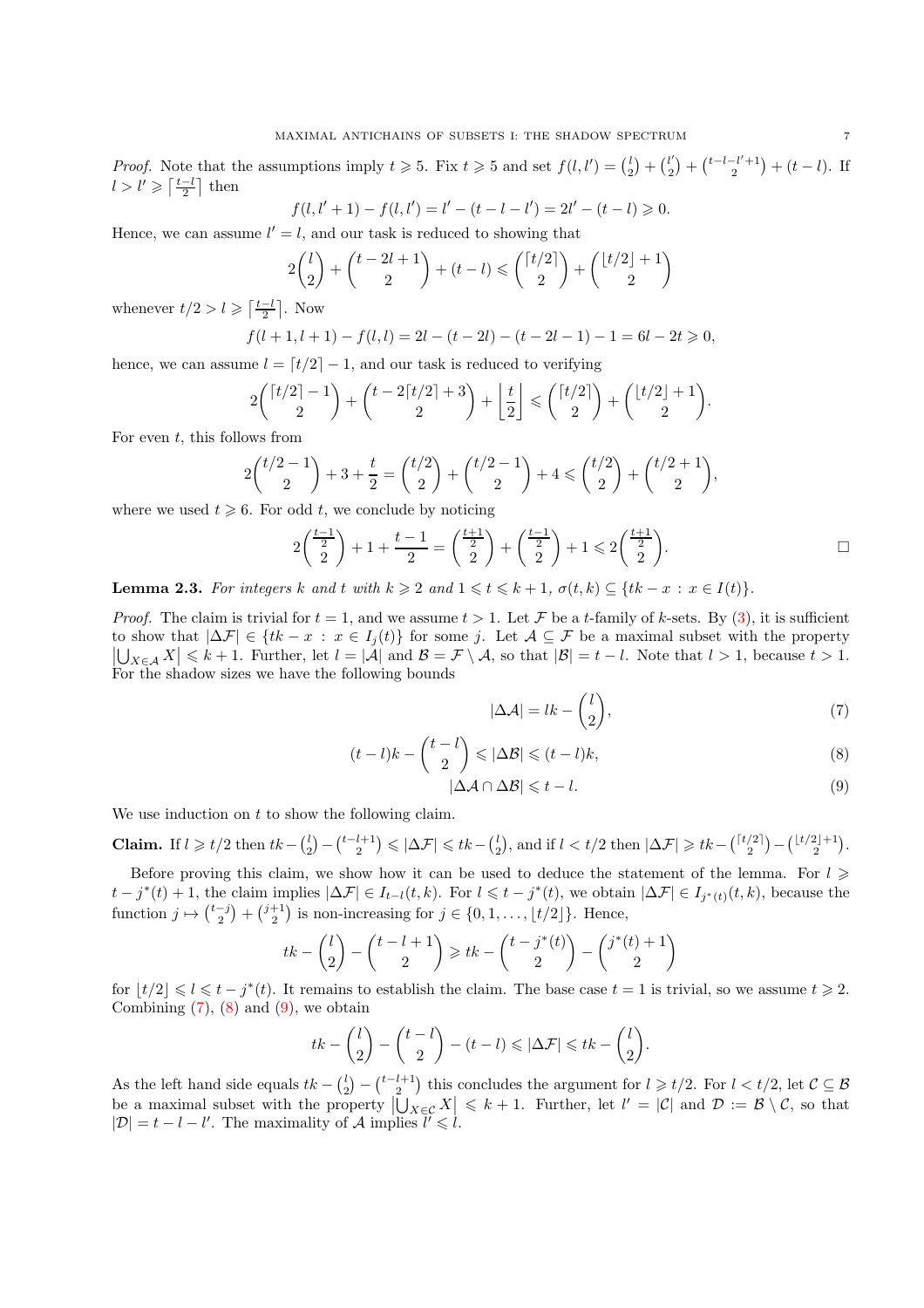*Proof.* Note that the assumptions imply $t \geqslant 5$. Fix $t \geqslant 5$ and set $f(l,l') = \binom{l}{2} + \binom{l'}{2} + \binom{t-l-l'+1}{2} + (t-l)$. If $l > l' \geqslant \lceil \frac{t-l}{2} \rceil$ then

$$f(l,l'+1) - f(l,l') = l' - (t-l-l') = 2l' - (t-l) \geqslant 0.$$

Hence, we can assume $l' = l$, and our task is reduced to showing that

$$2\binom{l}{2} + \binom{t-2l+1}{2} + (t-l) \leqslant \binom{\lceil t/2 \rceil}{2} + \binom{\lfloor t/2 \rfloor + 1}{2}$$

whenever $t/2 > l \geqslant \lceil \frac{t-l}{2} \rceil$. Now

$$f(l+1,l+1) - f(l,l) = 2l - (t-2l) - (t-2l-1) - 1 = 6l - 2t \geqslant 0,$$

hence, we can assume $l = \lceil t/2 \rceil - 1$, and our task is reduced to verifying

$$2\binom{\lceil t/2 \rceil - 1}{2} + \binom{t - 2\lceil t/2 \rceil + 3}{2} + \left\lfloor \frac{t}{2} \right\rfloor \leqslant \binom{\lceil t/2 \rceil}{2} + \binom{\lfloor t/2 \rfloor + 1}{2}.$$

For even $t$, this follows from

$$2\binom{t/2-1}{2} + 3 + \frac{t}{2} = \binom{t/2}{2} + \binom{t/2-1}{2} + 4 \leqslant \binom{t/2}{2} + \binom{t/2+1}{2},$$

where we used $t \geqslant 6$. For odd $t$, we conclude by noticing

$$2\binom{\frac{t-1}{2}}{2} + 1 + \frac{t-1}{2} = \binom{\frac{t+1}{2}}{2} + \binom{\frac{t-1}{2}}{2} + 1 \leqslant 2\binom{\frac{t+1}{2}}{2}.$$

$\square$

**Lemma 2.3.** *For integers $k$ and $t$ with $k \geqslant 2$ and $1 \leqslant t \leqslant k+1$, $\sigma(t,k) \subseteq \{tk - x : x \in I(t)\}$.*

*Proof.* The claim is trivial for $t = 1$, and we assume $t > 1$. Let $\mathcal{F}$ be a $t$-family of $k$-sets. By (3), it is sufficient to show that $|\Delta\mathcal{F}| \in \{tk - x : x \in I_j(t)\}$ for some $j$. Let $\mathcal{A} \subseteq \mathcal{F}$ be a maximal subset with the property $\left|\bigcup_{X \in \mathcal{A}} X\right| \leqslant k+1$. Further, let $l = |\mathcal{A}|$ and $\mathcal{B} = \mathcal{F} \setminus \mathcal{A}$, so that $|\mathcal{B}| = t - l$. Note that $l > 1$, because $t > 1$. For the shadow sizes we have the following bounds

$$|\Delta\mathcal{A}| = lk - \binom{l}{2}, \tag{7}$$

$$(t-l)k - \binom{t-l}{2} \leqslant |\Delta\mathcal{B}| \leqslant (t-l)k, \tag{8}$$

$$|\Delta\mathcal{A} \cap \Delta\mathcal{B}| \leqslant t - l. \tag{9}$$

We use induction on $t$ to show the following claim.

**Claim.** If $l \geqslant t/2$ then $tk - \binom{l}{2} - \binom{t-l+1}{2} \leqslant |\Delta\mathcal{F}| \leqslant tk - \binom{l}{2}$, and if $l < t/2$ then $|\Delta\mathcal{F}| \geqslant tk - \binom{\lceil t/2 \rceil}{2} - \binom{\lfloor t/2 \rfloor + 1}{2}$.

Before proving this claim, we show how it can be used to deduce the statement of the lemma. For $l \geqslant t - j^*(t) + 1$, the claim implies $|\Delta\mathcal{F}| \in I_{t-l}(t,k)$. For $l \leqslant t - j^*(t)$, we obtain $|\Delta\mathcal{F}| \in I_{j^*(t)}(t,k)$, because the function $j \mapsto \binom{t-j}{2} + \binom{j+1}{2}$ is non-increasing for $j \in \{0, 1, \ldots, \lfloor t/2 \rfloor\}$. Hence,

$$tk - \binom{l}{2} - \binom{t-l+1}{2} \geqslant tk - \binom{t-j^*(t)}{2} - \binom{j^*(t)+1}{2}$$

for $\lfloor t/2 \rfloor \leqslant l \leqslant t - j^*(t)$. It remains to establish the claim. The base case $t = 1$ is trivial, so we assume $t \geqslant 2$. Combining (7), (8) and (9), we obtain

$$tk - \binom{l}{2} - \binom{t-l}{2} - (t-l) \leqslant |\Delta\mathcal{F}| \leqslant tk - \binom{l}{2}.$$

As the left hand side equals $tk - \binom{l}{2} - \binom{t-l+1}{2}$ this concludes the argument for $l \geqslant t/2$. For $l < t/2$, let $\mathcal{C} \subseteq \mathcal{B}$ be a maximal subset with the property $\left|\bigcup_{X \in \mathcal{C}} X\right| \leqslant k+1$. Further, let $l' = |\mathcal{C}|$ and $\mathcal{D} := \mathcal{B} \setminus \mathcal{C}$, so that $|\mathcal{D}| = t - l - l'$. The maximality of $\mathcal{A}$ implies $l' \leqslant l$.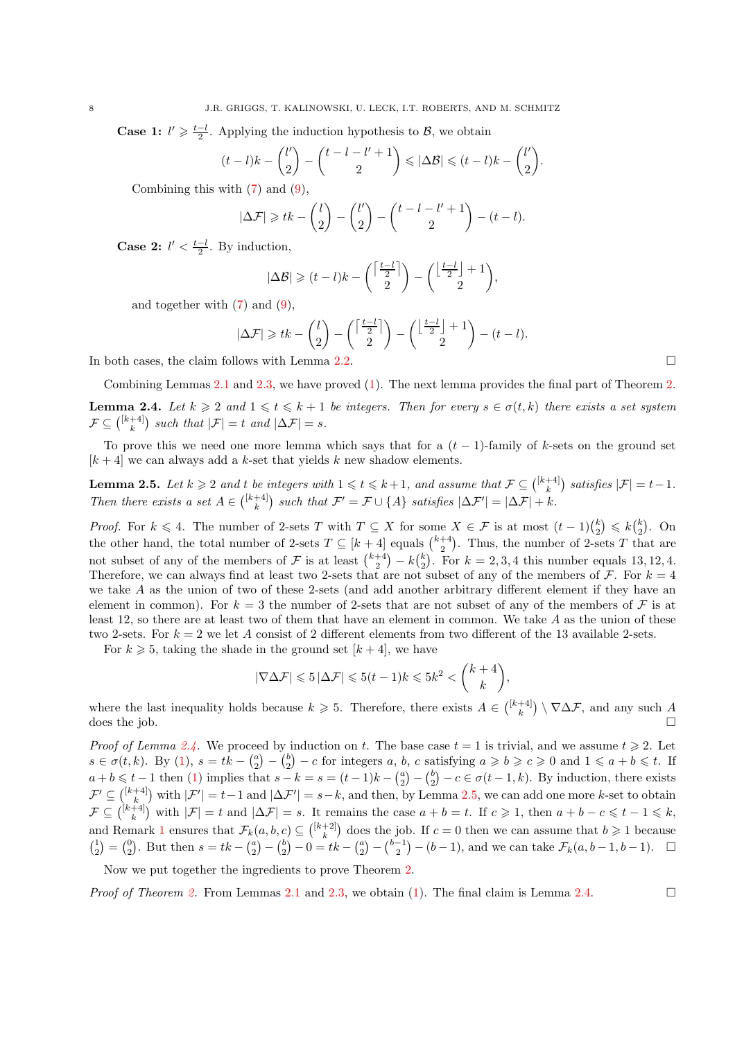**Case 1:** $l' \geqslant \frac{t-l}{2}$. Applying the induction hypothesis to $\mathcal{B}$, we obtain

$$(t-l)k - \binom{l'}{2} - \binom{t-l-l'+1}{2} \leqslant |\Delta\mathcal{B}| \leqslant (t-l)k - \binom{l'}{2}.$$

Combining this with (7) and (9),

$$|\Delta\mathcal{F}| \geqslant tk - \binom{l}{2} - \binom{l'}{2} - \binom{t-l-l'+1}{2} - (t-l).$$

**Case 2:** $l' < \frac{t-l}{2}$. By induction,

$$|\Delta\mathcal{B}| \geqslant (t-l)k - \binom{\lceil \frac{t-l}{2} \rceil}{2} - \binom{\lfloor \frac{t-l}{2} \rfloor + 1}{2},$$

and together with (7) and (9),

$$|\Delta\mathcal{F}| \geqslant tk - \binom{l}{2} - \binom{\lceil \frac{t-l}{2} \rceil}{2} - \binom{\lfloor \frac{t-l}{2} \rfloor + 1}{2} - (t-l).$$

In both cases, the claim follows with Lemma 2.2. □

Combining Lemmas 2.1 and 2.3, we have proved (1). The next lemma provides the final part of Theorem 2.

**Lemma 2.4.** *Let $k \geqslant 2$ and $1 \leqslant t \leqslant k+1$ be integers. Then for every $s \in \sigma(t,k)$ there exists a set system $\mathcal{F} \subseteq \binom{[k+4]}{k}$ such that $|\mathcal{F}| = t$ and $|\Delta\mathcal{F}| = s$.*

To prove this we need one more lemma which says that for a $(t-1)$-family of $k$-sets on the ground set $[k+4]$ we can always add a $k$-set that yields $k$ new shadow elements.

**Lemma 2.5.** *Let $k \geqslant 2$ and $t$ be integers with $1 \leqslant t \leqslant k+1$, and assume that $\mathcal{F} \subseteq \binom{[k+4]}{k}$ satisfies $|\mathcal{F}| = t-1$. Then there exists a set $A \in \binom{[k+4]}{k}$ such that $\mathcal{F}' = \mathcal{F} \cup \{A\}$ satisfies $|\Delta\mathcal{F}'| = |\Delta\mathcal{F}| + k$.*

*Proof.* For $k \leqslant 4$. The number of 2-sets $T$ with $T \subseteq X$ for some $X \in \mathcal{F}$ is at most $(t-1)\binom{k}{2} \leqslant k\binom{k}{2}$. On the other hand, the total number of 2-sets $T \subseteq [k+4]$ equals $\binom{k+4}{2}$. Thus, the number of 2-sets $T$ that are not subset of any of the members of $\mathcal{F}$ is at least $\binom{k+4}{2} - k\binom{k}{2}$. For $k = 2, 3, 4$ this number equals $13, 12, 4$. Therefore, we can always find at least two 2-sets that are not subset of any of the members of $\mathcal{F}$. For $k = 4$ we take $A$ as the union of two of these 2-sets (and add another arbitrary different element if they have an element in common). For $k = 3$ the number of 2-sets that are not subset of any of the members of $\mathcal{F}$ is at least 12, so there are at least two of them that have an element in common. We take $A$ as the union of these two 2-sets. For $k = 2$ we let $A$ consist of 2 different elements from two different of the 13 available 2-sets.

For $k \geqslant 5$, taking the shade in the ground set $[k+4]$, we have

$$|\nabla\Delta\mathcal{F}| \leqslant 5\,|\Delta\mathcal{F}| \leqslant 5(t-1)k \leqslant 5k^2 < \binom{k+4}{k},$$

where the last inequality holds because $k \geqslant 5$. Therefore, there exists $A \in \binom{[k+4]}{k} \setminus \nabla\Delta\mathcal{F}$, and any such $A$ does the job. □

*Proof of Lemma 2.4.* We proceed by induction on $t$. The base case $t = 1$ is trivial, and we assume $t \geqslant 2$. Let $s \in \sigma(t,k)$. By (1), $s = tk - \binom{a}{2} - \binom{b}{2} - c$ for integers $a$, $b$, $c$ satisfying $a \geqslant b \geqslant c \geqslant 0$ and $1 \leqslant a+b \leqslant t$. If $a + b \leqslant t-1$ then (1) implies that $s - k = s = (t-1)k - \binom{a}{2} - \binom{b}{2} - c \in \sigma(t-1,k)$. By induction, there exists $\mathcal{F}' \subseteq \binom{[k+4]}{k}$ with $|\mathcal{F}'| = t-1$ and $|\Delta\mathcal{F}'| = s-k$, and then, by Lemma 2.5, we can add one more $k$-set to obtain $\mathcal{F} \subseteq \binom{[k+4]}{k}$ with $|\mathcal{F}| = t$ and $|\Delta\mathcal{F}| = s$. It remains the case $a+b = t$. If $c \geqslant 1$, then $a+b-c \leqslant t-1 \leqslant k$, and Remark 1 ensures that $\mathcal{F}_k(a,b,c) \subseteq \binom{[k+2]}{k}$ does the job. If $c = 0$ then we can assume that $b \geqslant 1$ because $\binom{1}{2} = \binom{0}{2}$. But then $s = tk - \binom{a}{2} - \binom{b}{2} - 0 = tk - \binom{a}{2} - \binom{b-1}{2} - (b-1)$, and we can take $\mathcal{F}_k(a, b-1, b-1)$. □

Now we put together the ingredients to prove Theorem 2.

*Proof of Theorem 2.* From Lemmas 2.1 and 2.3, we obtain (1). The final claim is Lemma 2.4. □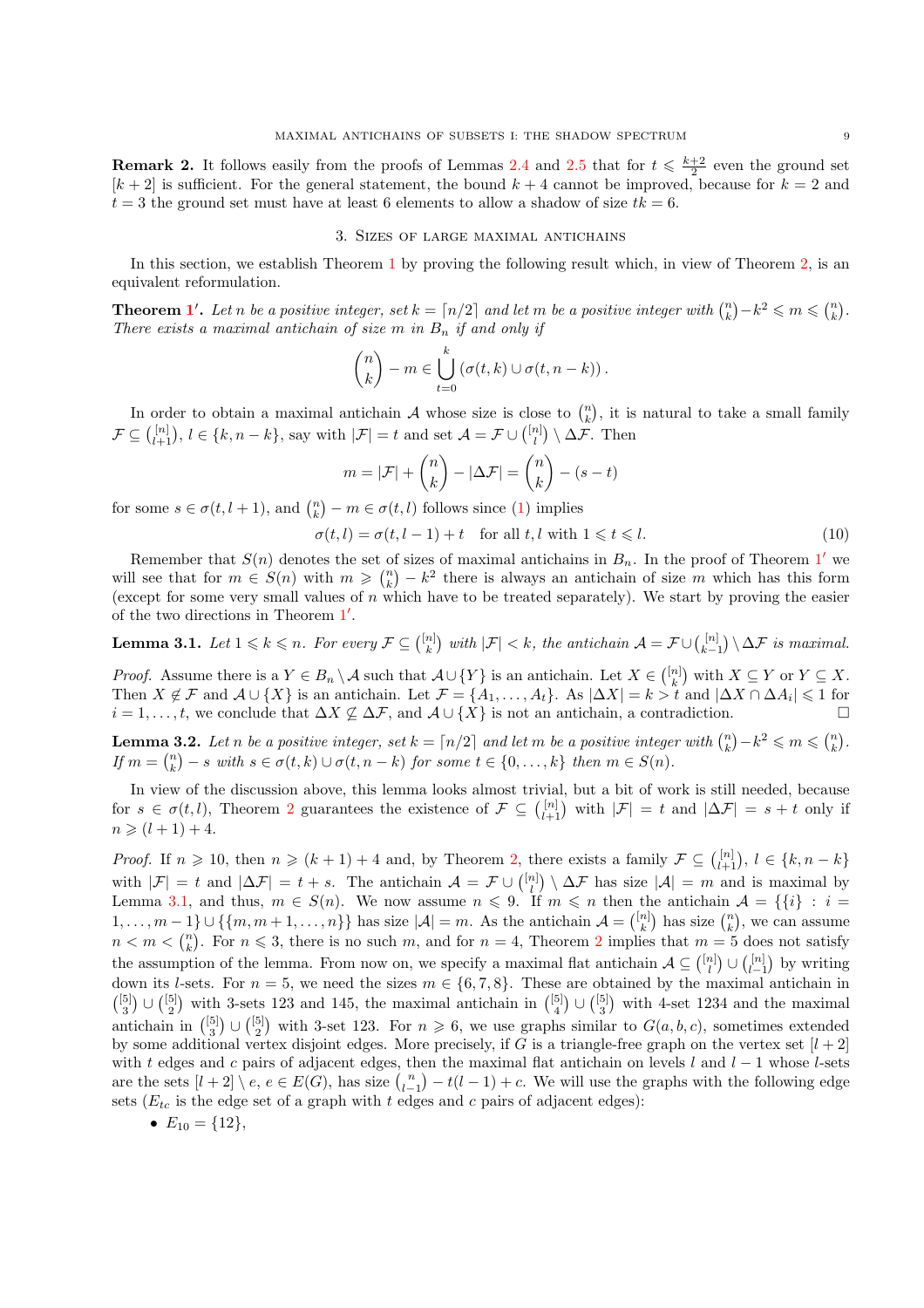**Remark 2.** It follows easily from the proofs of Lemmas 2.4 and 2.5 that for $t \leqslant \frac{k+2}{2}$ even the ground set $[k+2]$ is sufficient. For the general statement, the bound $k+4$ cannot be improved, because for $k=2$ and $t=3$ the ground set must have at least 6 elements to allow a shadow of size $tk=6$.

## 3. Sizes of large maximal antichains

In this section, we establish Theorem 1 by proving the following result which, in view of Theorem 2, is an equivalent reformulation.

**Theorem 1′.** *Let $n$ be a positive integer, set $k=\lceil n/2\rceil$ and let $m$ be a positive integer with $\binom{n}{k}-k^2\leqslant m\leqslant\binom{n}{k}$. There exists a maximal antichain of size $m$ in $B_n$ if and only if*

$$\binom{n}{k}-m\in\bigcup_{t=0}^{k}\left(\sigma(t,k)\cup\sigma(t,n-k)\right).$$

In order to obtain a maximal antichain $\mathcal{A}$ whose size is close to $\binom{n}{k}$, it is natural to take a small family $\mathcal{F}\subseteq\binom{[n]}{l+1}$, $l\in\{k,n-k\}$, say with $|\mathcal{F}|=t$ and set $\mathcal{A}=\mathcal{F}\cup\binom{[n]}{l}\setminus\Delta\mathcal{F}$. Then

$$m=|\mathcal{F}|+\binom{n}{k}-|\Delta\mathcal{F}|=\binom{n}{k}-(s-t)$$

for some $s\in\sigma(t,l+1)$, and $\binom{n}{k}-m\in\sigma(t,l)$ follows since (1) implies

$$\sigma(t,l)=\sigma(t,l-1)+t\quad\text{for all } t,l \text{ with } 1\leqslant t\leqslant l. \tag{10}$$

Remember that $S(n)$ denotes the set of sizes of maximal antichains in $B_n$. In the proof of Theorem 1′ we will see that for $m\in S(n)$ with $m\geqslant\binom{n}{k}-k^2$ there is always an antichain of size $m$ which has this form (except for some very small values of $n$ which have to be treated separately). We start by proving the easier of the two directions in Theorem 1′.

**Lemma 3.1.** *Let $1\leqslant k\leqslant n$. For every $\mathcal{F}\subseteq\binom{[n]}{k}$ with $|\mathcal{F}|<k$, the antichain $\mathcal{A}=\mathcal{F}\cup\binom{[n]}{k-1}\setminus\Delta\mathcal{F}$ is maximal.*

*Proof.* Assume there is a $Y\in B_n\setminus\mathcal{A}$ such that $\mathcal{A}\cup\{Y\}$ is an antichain. Let $X\in\binom{[n]}{k}$ with $X\subseteq Y$ or $Y\subseteq X$. Then $X\notin\mathcal{F}$ and $\mathcal{A}\cup\{X\}$ is an antichain. Let $\mathcal{F}=\{A_1,\dots,A_t\}$. As $|\Delta X|=k>t$ and $|\Delta X\cap\Delta A_i|\leqslant 1$ for $i=1,\dots,t$, we conclude that $\Delta X\not\subseteq\Delta\mathcal{F}$, and $\mathcal{A}\cup\{X\}$ is not an antichain, a contradiction. $\square$

**Lemma 3.2.** *Let $n$ be a positive integer, set $k=\lceil n/2\rceil$ and let $m$ be a positive integer with $\binom{n}{k}-k^2\leqslant m\leqslant\binom{n}{k}$. If $m=\binom{n}{k}-s$ with $s\in\sigma(t,k)\cup\sigma(t,n-k)$ for some $t\in\{0,\dots,k\}$ then $m\in S(n)$.*

In view of the discussion above, this lemma looks almost trivial, but a bit of work is still needed, because for $s\in\sigma(t,l)$, Theorem 2 guarantees the existence of $\mathcal{F}\subseteq\binom{[n]}{l+1}$ with $|\mathcal{F}|=t$ and $|\Delta\mathcal{F}|=s+t$ only if $n\geqslant(l+1)+4$.

*Proof.* If $n\geqslant 10$, then $n\geqslant(k+1)+4$ and, by Theorem 2, there exists a family $\mathcal{F}\subseteq\binom{[n]}{l+1}$, $l\in\{k,n-k\}$ with $|\mathcal{F}|=t$ and $|\Delta\mathcal{F}|=t+s$. The antichain $\mathcal{A}=\mathcal{F}\cup\binom{[n]}{l}\setminus\Delta\mathcal{F}$ has size $|\mathcal{A}|=m$ and is maximal by Lemma 3.1, and thus, $m\in S(n)$. We now assume $n\leqslant 9$. If $m\leqslant n$ then the antichain $\mathcal{A}=\{\{i\}:i=1,\dots,m-1\}\cup\{\{m,m+1,\dots,n\}\}$ has size $|\mathcal{A}|=m$. As the antichain $\mathcal{A}=\binom{[n]}{k}$ has size $\binom{n}{k}$, we can assume $n<m<\binom{n}{k}$. For $n\leqslant 3$, there is no such $m$, and for $n=4$, Theorem 2 implies that $m=5$ does not satisfy the assumption of the lemma. From now on, we specify a maximal flat antichain $\mathcal{A}\subseteq\binom{[n]}{l}\cup\binom{[n]}{l-1}$ by writing down its $l$-sets. For $n=5$, we need the sizes $m\in\{6,7,8\}$. These are obtained by the maximal antichain in $\binom{[5]}{3}\cup\binom{[5]}{2}$ with 3-sets 123 and 145, the maximal antichain in $\binom{[5]}{4}\cup\binom{[5]}{3}$ with 4-set 1234 and the maximal antichain in $\binom{[5]}{3}\cup\binom{[5]}{2}$ with 3-set 123. For $n\geqslant 6$, we use graphs similar to $G(a,b,c)$, sometimes extended by some additional vertex disjoint edges. More precisely, if $G$ is a triangle-free graph on the vertex set $[l+2]$ with $t$ edges and $c$ pairs of adjacent edges, then the maximal flat antichain on levels $l$ and $l-1$ whose $l$-sets are the sets $[l+2]\setminus e$, $e\in E(G)$, has size $\binom{n}{l-1}-t(l-1)+c$. We will use the graphs with the following edge sets ($E_{tc}$ is the edge set of a graph with $t$ edges and $c$ pairs of adjacent edges):

- $E_{10}=\{12\}$,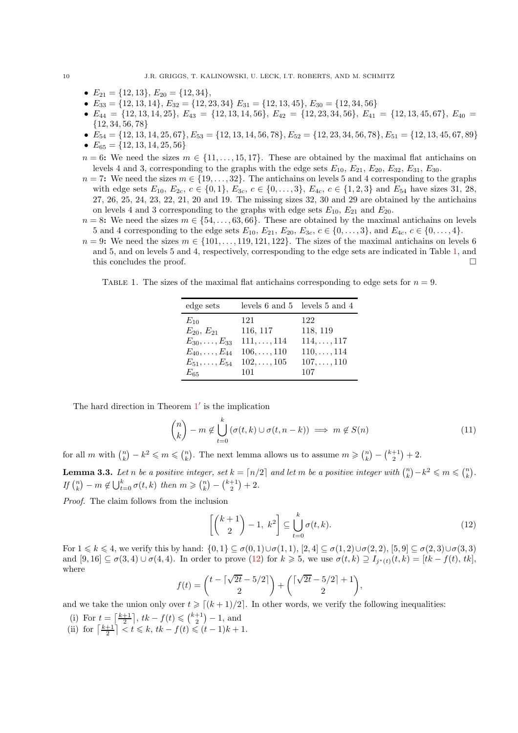- $E_{21} = \{12, 13\}$, $E_{20} = \{12, 34\}$,
- $E_{33} = \{12, 13, 14\}$, $E_{32} = \{12, 23, 34\}$ $E_{31} = \{12, 13, 45\}$, $E_{30} = \{12, 34, 56\}$
- $E_{44} = \{12, 13, 14, 25\}$, $E_{43} = \{12, 13, 14, 56\}$, $E_{42} = \{12, 23, 34, 56\}$, $E_{41} = \{12, 13, 45, 67\}$, $E_{40} = \{12, 34, 56, 78\}$
- $E_{54} = \{12, 13, 14, 25, 67\}$, $E_{53} = \{12, 13, 14, 56, 78\}$, $E_{52} = \{12, 23, 34, 56, 78\}$, $E_{51} = \{12, 13, 45, 67, 89\}$
- $E_{65} = \{12, 13, 14, 25, 56\}$

$n = 6$**:** We need the sizes $m \in \{11, \dots, 15, 17\}$. These are obtained by the maximal flat antichains on levels 4 and 3, corresponding to the graphs with the edge sets $E_{10}$, $E_{21}$, $E_{20}$, $E_{32}$, $E_{31}$, $E_{30}$.

$n = 7$**:** We need the sizes $m \in \{19, \dots, 32\}$. The antichains on levels 5 and 4 corresponding to the graphs with edge sets $E_{10}$, $E_{2c}$, $c \in \{0, 1\}$, $E_{3c}$, $c \in \{0, \dots, 3\}$, $E_{4c}$, $c \in \{1, 2, 3\}$ and $E_{54}$ have sizes 31, 28, 27, 26, 25, 24, 23, 22, 21, 20 and 19. The missing sizes 32, 30 and 29 are obtained by the antichains on levels 4 and 3 corresponding to the graphs with edge sets $E_{10}$, $E_{21}$ and $E_{20}$.

$n = 8$**:** We need the sizes $m \in \{54, \dots, 63, 66\}$. These are obtained by the maximal antichains on levels 5 and 4 corresponding to the edge sets $E_{10}$, $E_{21}$, $E_{20}$, $E_{3c}$, $c \in \{0, \dots, 3\}$, and $E_{4c}$, $c \in \{0, \dots, 4\}$.

$n = 9$**:** We need the sizes $m \in \{101, \dots, 119, 121, 122\}$. The sizes of the maximal antichains on levels 6 and 5, and on levels 5 and 4, respectively, corresponding to the edge sets are indicated in Table 1, and this concludes the proof. □

TABLE 1. The sizes of the maximal flat antichains corresponding to edge sets for $n = 9$.

| edge sets | levels 6 and 5 | levels 5 and 4 |
|---|---|---|
| $E_{10}$ | 121 | 122 |
| $E_{20}$, $E_{21}$ | 116, 117 | 118, 119 |
| $E_{30}, \dots, E_{33}$ | $111, \dots, 114$ | $114, \dots, 117$ |
| $E_{40}, \dots, E_{44}$ | $106, \dots, 110$ | $110, \dots, 114$ |
| $E_{51}, \dots, E_{54}$ | $102, \dots, 105$ | $107, \dots, 110$ |
| $E_{65}$ | 101 | 107 |

The hard direction in Theorem 1′ is the implication

$$\binom{n}{k} - m \notin \bigcup_{t=0}^{k} \left(\sigma(t, k) \cup \sigma(t, n-k)\right) \implies m \notin S(n) \tag{11}$$

for all $m$ with $\binom{n}{k} - k^2 \leqslant m \leqslant \binom{n}{k}$. The next lemma allows us to assume $m \geqslant \binom{n}{k} - \binom{k+1}{2} + 2$.

**Lemma 3.3.** *Let $n$ be a positive integer, set $k = \lceil n/2 \rceil$ and let $m$ be a positive integer with $\binom{n}{k} - k^2 \leqslant m \leqslant \binom{n}{k}$. If $\binom{n}{k} - m \notin \bigcup_{t=0}^{k} \sigma(t, k)$ then $m \geqslant \binom{n}{k} - \binom{k+1}{2} + 2$.*

*Proof.* The claim follows from the inclusion

$$\left[\binom{k+1}{2} - 1,\ k^2\right] \subseteq \bigcup_{t=0}^{k} \sigma(t, k). \tag{12}$$

For $1 \leqslant k \leqslant 4$, we verify this by hand: $\{0, 1\} \subseteq \sigma(0, 1) \cup \sigma(1, 1)$, $[2, 4] \subseteq \sigma(1, 2) \cup \sigma(2, 2)$, $[5, 9] \subseteq \sigma(2, 3) \cup \sigma(3, 3)$ and $[9, 16] \subseteq \sigma(3, 4) \cup \sigma(4, 4)$. In order to prove (12) for $k \geqslant 5$, we use $\sigma(t, k) \supseteq I_{j^*(t)}(t, k) = [tk - f(t),\ tk]$, where

$$f(t) = \binom{t - \lceil \sqrt{2t} - 5/2 \rceil}{2} + \binom{\lceil \sqrt{2t} - 5/2 \rceil + 1}{2},$$

and we take the union only over $t \geqslant \lceil (k+1)/2 \rceil$. In other words, we verify the following inequalities:

(i) For $t = \left\lceil \frac{k+1}{2} \right\rceil$, $tk - f(t) \leqslant \binom{k+1}{2} - 1$, and

(ii) for $\left\lceil \frac{k+1}{2} \right\rceil < t \leqslant k$, $tk - f(t) \leqslant (t-1)k + 1$.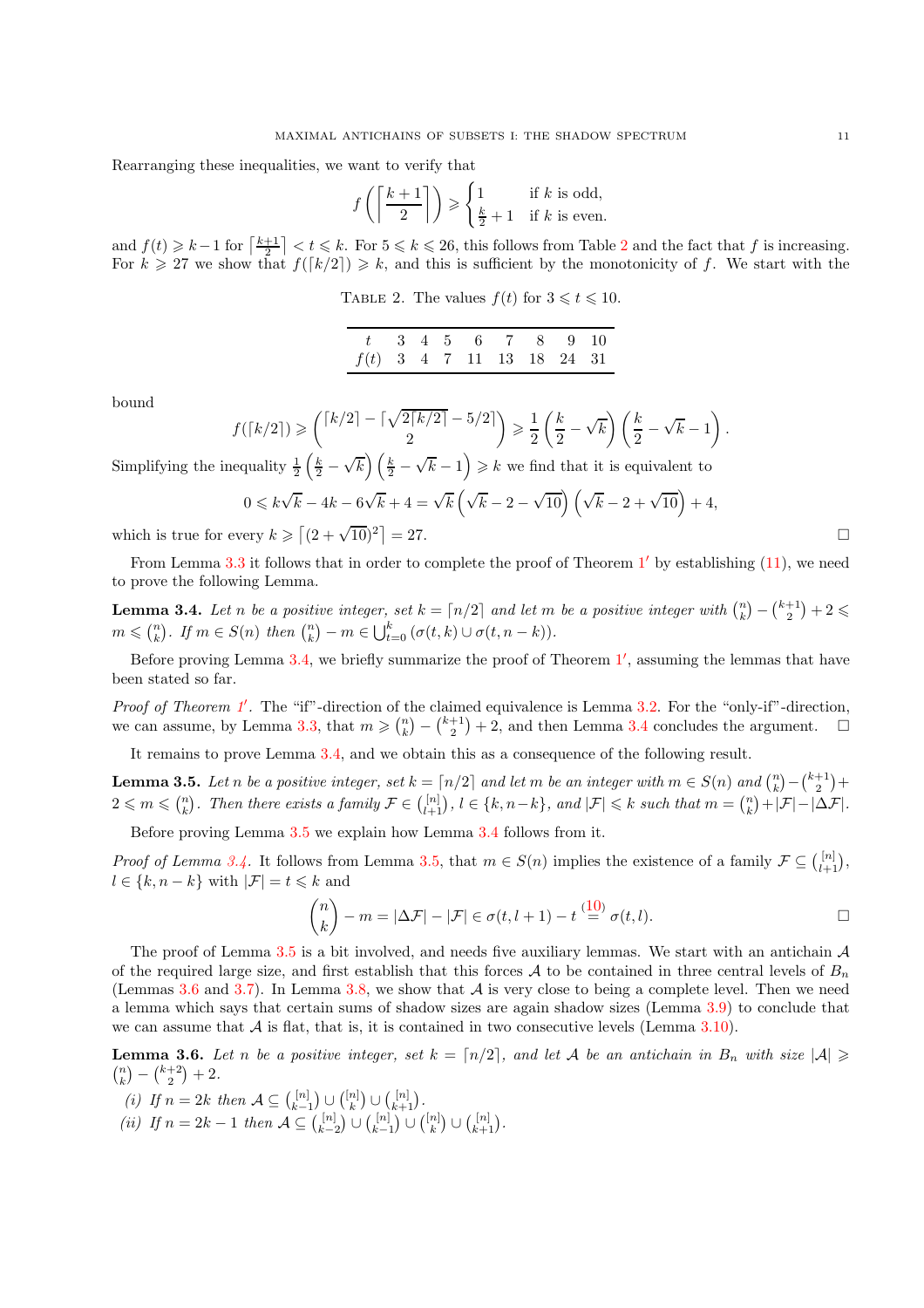Rearranging these inequalities, we want to verify that

$$f\left(\left\lceil\frac{k+1}{2}\right\rceil\right)\geqslant\begin{cases}1 & \text{if } k \text{ is odd,}\\ \frac{k}{2}+1 & \text{if } k \text{ is even.}\end{cases}$$

and $f(t)\geqslant k-1$ for $\left\lceil\frac{k+1}{2}\right\rceil<t\leqslant k$. For $5\leqslant k\leqslant 26$, this follows from Table 2 and the fact that $f$ is increasing. For $k\geqslant 27$ we show that $f(\lceil k/2\rceil)\geqslant k$, and this is sufficient by the monotonicity of $f$. We start with the bound

Table 2. The values $f(t)$ for $3\leqslant t\leqslant 10$.

| $t$ | 3 | 4 | 5 | 6 | 7 | 8 | 9 | 10 |
|---|---|---|---|---|---|---|---|---|
| $f(t)$ | 3 | 4 | 7 | 11 | 13 | 18 | 24 | 31 |

$$f(\lceil k/2\rceil)\geqslant\binom{\lceil k/2\rceil-\lceil\sqrt{2\lceil k/2\rceil}-5/2\rceil}{2}\geqslant\frac{1}{2}\left(\frac{k}{2}-\sqrt{k}\right)\left(\frac{k}{2}-\sqrt{k}-1\right).$$

Simplifying the inequality $\frac{1}{2}\left(\frac{k}{2}-\sqrt{k}\right)\left(\frac{k}{2}-\sqrt{k}-1\right)\geqslant k$ we find that it is equivalent to

$$0\leqslant k\sqrt{k}-4k-6\sqrt{k}+4=\sqrt{k}\left(\sqrt{k}-2-\sqrt{10}\right)\left(\sqrt{k}-2+\sqrt{10}\right)+4,$$

which is true for every $k\geqslant\lceil(2+\sqrt{10})^2\rceil=27$. □

From Lemma 3.3 it follows that in order to complete the proof of Theorem 1′ by establishing (11), we need to prove the following Lemma.

**Lemma 3.4.** *Let $n$ be a positive integer, set $k=\lceil n/2\rceil$ and let $m$ be a positive integer with $\binom{n}{k}-\binom{k+1}{2}+2\leqslant m\leqslant\binom{n}{k}$. If $m\in S(n)$ then $\binom{n}{k}-m\in\bigcup_{t=0}^{k}\left(\sigma(t,k)\cup\sigma(t,n-k)\right)$.*

Before proving Lemma 3.4, we briefly summarize the proof of Theorem 1′, assuming the lemmas that have been stated so far.

*Proof of Theorem 1′.* The "if"-direction of the claimed equivalence is Lemma 3.2. For the "only-if"-direction, we can assume, by Lemma 3.3, that $m\geqslant\binom{n}{k}-\binom{k+1}{2}+2$, and then Lemma 3.4 concludes the argument. □

It remains to prove Lemma 3.4, and we obtain this as a consequence of the following result.

**Lemma 3.5.** *Let $n$ be a positive integer, set $k=\lceil n/2\rceil$ and let $m$ be an integer with $m\in S(n)$ and $\binom{n}{k}-\binom{k+1}{2}+2\leqslant m\leqslant\binom{n}{k}$. Then there exists a family $\mathcal{F}\in\binom{[n]}{l+1}$, $l\in\{k,n-k\}$, and $|\mathcal{F}|\leqslant k$ such that $m=\binom{n}{k}+|\mathcal{F}|-|\Delta\mathcal{F}|$.*

Before proving Lemma 3.5 we explain how Lemma 3.4 follows from it.

*Proof of Lemma 3.4.* It follows from Lemma 3.5, that $m\in S(n)$ implies the existence of a family $\mathcal{F}\subseteq\binom{[n]}{l+1}$, $l\in\{k,n-k\}$ with $|\mathcal{F}|=t\leqslant k$ and

$$\binom{n}{k}-m=|\Delta\mathcal{F}|-|\mathcal{F}|\in\sigma(t,l+1)-t\overset{(10)}{=}\sigma(t,l).$$ □

The proof of Lemma 3.5 is a bit involved, and needs five auxiliary lemmas. We start with an antichain $\mathcal{A}$ of the required large size, and first establish that this forces $\mathcal{A}$ to be contained in three central levels of $B_n$ (Lemmas 3.6 and 3.7). In Lemma 3.8, we show that $\mathcal{A}$ is very close to being a complete level. Then we need a lemma which says that certain sums of shadow sizes are again shadow sizes (Lemma 3.9) to conclude that we can assume that $\mathcal{A}$ is flat, that is, it is contained in two consecutive levels (Lemma 3.10).

**Lemma 3.6.** *Let $n$ be a positive integer, set $k=\lceil n/2\rceil$, and let $\mathcal{A}$ be an antichain in $B_n$ with size $|\mathcal{A}|\geqslant\binom{n}{k}-\binom{k+2}{2}+2$.*

*(i) If $n=2k$ then $\mathcal{A}\subseteq\binom{[n]}{k-1}\cup\binom{[n]}{k}\cup\binom{[n]}{k+1}$.*

*(ii) If $n=2k-1$ then $\mathcal{A}\subseteq\binom{[n]}{k-2}\cup\binom{[n]}{k-1}\cup\binom{[n]}{k}\cup\binom{[n]}{k+1}$.*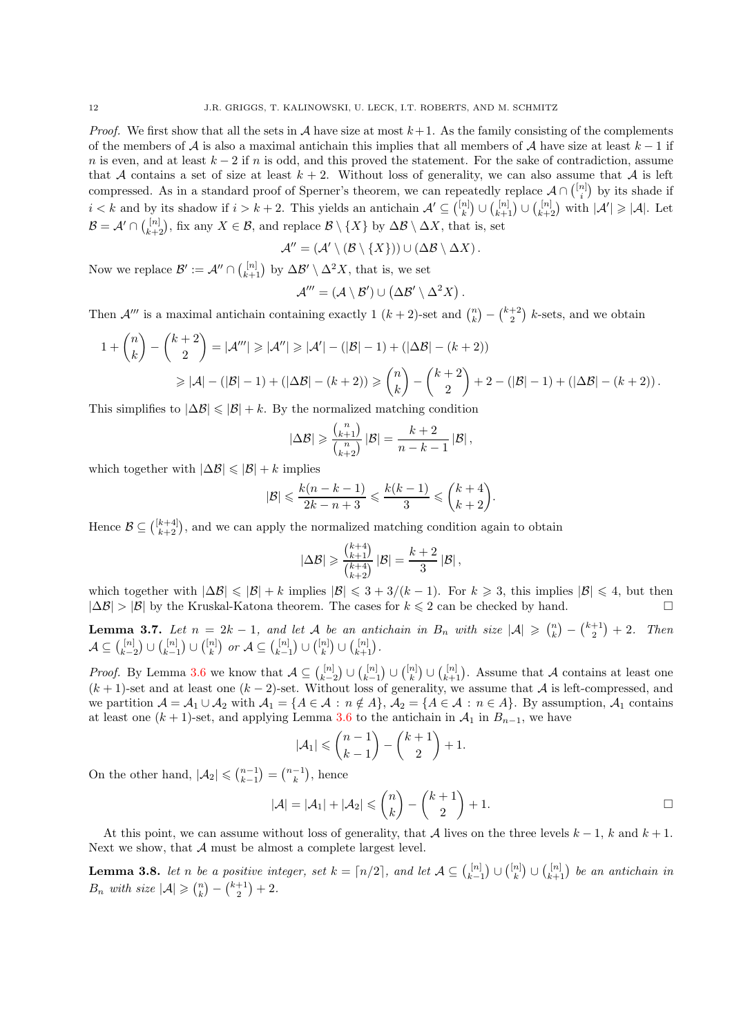*Proof.* We first show that all the sets in $\mathcal{A}$ have size at most $k+1$. As the family consisting of the complements of the members of $\mathcal{A}$ is also a maximal antichain this implies that all members of $\mathcal{A}$ have size at least $k-1$ if $n$ is even, and at least $k-2$ if $n$ is odd, and this proved the statement. For the sake of contradiction, assume that $\mathcal{A}$ contains a set of size at least $k+2$. Without loss of generality, we can also assume that $\mathcal{A}$ is left compressed. As in a standard proof of Sperner's theorem, we can repeatedly replace $\mathcal{A}\cap\binom{[n]}{i}$ by its shade if $i<k$ and by its shadow if $i>k+2$. This yields an antichain $\mathcal{A}'\subseteq\binom{[n]}{k}\cup\binom{[n]}{k+1}\cup\binom{[n]}{k+2}$ with $|\mathcal{A}'|\geqslant|\mathcal{A}|$. Let $\mathcal{B}=\mathcal{A}'\cap\binom{[n]}{k+2}$, fix any $X\in\mathcal{B}$, and replace $\mathcal{B}\setminus\{X\}$ by $\Delta\mathcal{B}\setminus\Delta X$, that is, set

$$\mathcal{A}''=(\mathcal{A}'\setminus(\mathcal{B}\setminus\{X\}))\cup(\Delta\mathcal{B}\setminus\Delta X).$$

Now we replace $\mathcal{B}':=\mathcal{A}''\cap\binom{[n]}{k+1}$ by $\Delta\mathcal{B}'\setminus\Delta^2X$, that is, we set

$$\mathcal{A}'''=(\mathcal{A}\setminus\mathcal{B}')\cup\left(\Delta\mathcal{B}'\setminus\Delta^2X\right).$$

Then $\mathcal{A}'''$ is a maximal antichain containing exactly 1 $(k+2)$-set and $\binom{n}{k}-\binom{k+2}{2}$ $k$-sets, and we obtain

$$\begin{aligned}1+\binom{n}{k}-\binom{k+2}{2}&=|\mathcal{A}'''|\geqslant|\mathcal{A}''|\geqslant|\mathcal{A}'|-(|\mathcal{B}|-1)+(|\Delta\mathcal{B}|-(k+2))\\&\geqslant|\mathcal{A}|-(|\mathcal{B}|-1)+(|\Delta\mathcal{B}|-(k+2))\geqslant\binom{n}{k}-\binom{k+2}{2}+2-(|\mathcal{B}|-1)+(|\Delta\mathcal{B}|-(k+2)).\end{aligned}$$

This simplifies to $|\Delta\mathcal{B}|\leqslant|\mathcal{B}|+k$. By the normalized matching condition

$$|\Delta\mathcal{B}|\geqslant\frac{\binom{n}{k+1}}{\binom{n}{k+2}}|\mathcal{B}|=\frac{k+2}{n-k-1}|\mathcal{B}|,$$

which together with $|\Delta\mathcal{B}|\leqslant|\mathcal{B}|+k$ implies

$$|\mathcal{B}|\leqslant\frac{k(n-k-1)}{2k-n+3}\leqslant\frac{k(k-1)}{3}\leqslant\binom{k+4}{k+2}.$$

Hence $\mathcal{B}\subseteq\binom{[k+4]}{k+2}$, and we can apply the normalized matching condition again to obtain

$$|\Delta\mathcal{B}|\geqslant\frac{\binom{k+4}{k+1}}{\binom{k+4}{k+2}}|\mathcal{B}|=\frac{k+2}{3}|\mathcal{B}|,$$

which together with $|\Delta\mathcal{B}|\leqslant|\mathcal{B}|+k$ implies $|\mathcal{B}|\leqslant 3+3/(k-1)$. For $k\geqslant 3$, this implies $|\mathcal{B}|\leqslant 4$, but then $|\Delta\mathcal{B}|>|\mathcal{B}|$ by the Kruskal-Katona theorem. The cases for $k\leqslant 2$ can be checked by hand. □

**Lemma 3.7.** *Let $n=2k-1$, and let $\mathcal{A}$ be an antichain in $B_n$ with size $|\mathcal{A}|\geqslant\binom{n}{k}-\binom{k+1}{2}+2$. Then $\mathcal{A}\subseteq\binom{[n]}{k-2}\cup\binom{[n]}{k-1}\cup\binom{[n]}{k}$ or $\mathcal{A}\subseteq\binom{[n]}{k-1}\cup\binom{[n]}{k}\cup\binom{[n]}{k+1}$.*

*Proof.* By Lemma 3.6 we know that $\mathcal{A}\subseteq\binom{[n]}{k-2}\cup\binom{[n]}{k-1}\cup\binom{[n]}{k}\cup\binom{[n]}{k+1}$. Assume that $\mathcal{A}$ contains at least one $(k+1)$-set and at least one $(k-2)$-set. Without loss of generality, we assume that $\mathcal{A}$ is left-compressed, and we partition $\mathcal{A}=\mathcal{A}_1\cup\mathcal{A}_2$ with $\mathcal{A}_1=\{A\in\mathcal{A}\,:\,n\notin A\}$, $\mathcal{A}_2=\{A\in\mathcal{A}\,:\,n\in A\}$. By assumption, $\mathcal{A}_1$ contains at least one $(k+1)$-set, and applying Lemma 3.6 to the antichain in $\mathcal{A}_1$ in $B_{n-1}$, we have

$$|\mathcal{A}_1|\leqslant\binom{n-1}{k-1}-\binom{k+1}{2}+1.$$

On the other hand, $|\mathcal{A}_2|\leqslant\binom{n-1}{k-1}=\binom{n-1}{k}$, hence

$$|\mathcal{A}|=|\mathcal{A}_1|+|\mathcal{A}_2|\leqslant\binom{n}{k}-\binom{k+1}{2}+1.$$ □

At this point, we can assume without loss of generality, that $\mathcal{A}$ lives on the three levels $k-1$, $k$ and $k+1$. Next we show, that $\mathcal{A}$ must be almost a complete largest level.

**Lemma 3.8.** *let $n$ be a positive integer, set $k=\lceil n/2\rceil$, and let $\mathcal{A}\subseteq\binom{[n]}{k-1}\cup\binom{[n]}{k}\cup\binom{[n]}{k+1}$ be an antichain in $B_n$ with size $|\mathcal{A}|\geqslant\binom{n}{k}-\binom{k+1}{2}+2$.*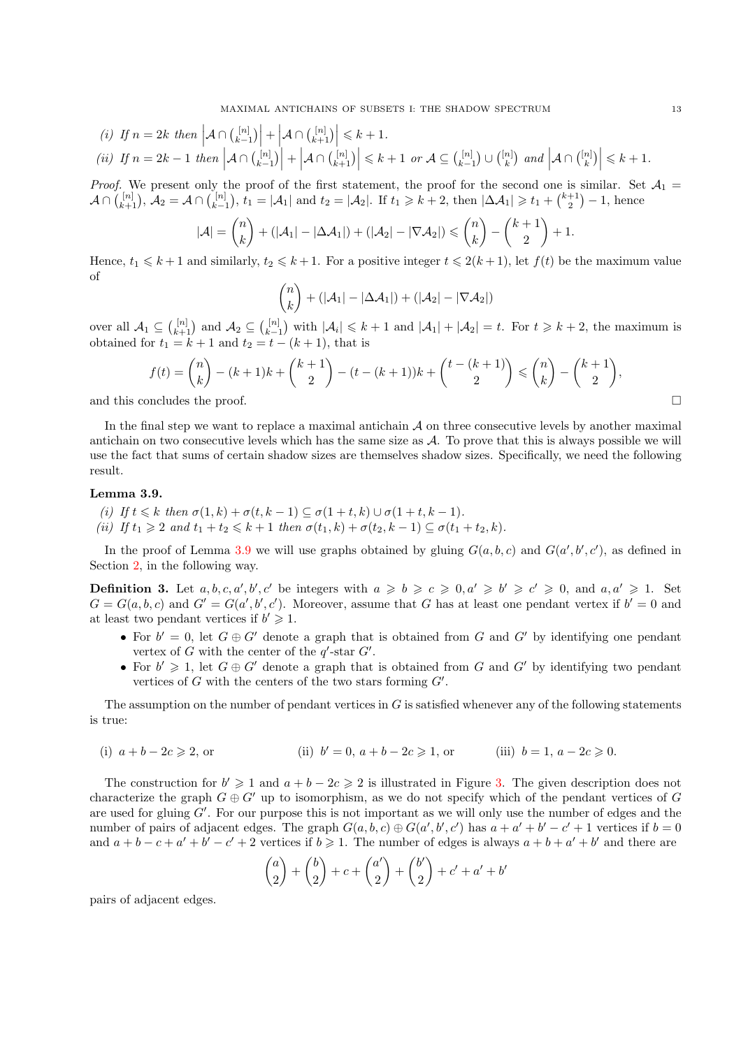(i) If $n=2k$ then $\left|\mathcal{A}\cap\binom{[n]}{k-1}\right|+\left|\mathcal{A}\cap\binom{[n]}{k+1}\right|\leqslant k+1$.

(ii) If $n=2k-1$ then $\left|\mathcal{A}\cap\binom{[n]}{k-1}\right|+\left|\mathcal{A}\cap\binom{[n]}{k+1}\right|\leqslant k+1$ or $\mathcal{A}\subseteq\binom{[n]}{k-1}\cup\binom{[n]}{k}$ and $\left|\mathcal{A}\cap\binom{[n]}{k}\right|\leqslant k+1$.

*Proof.* We present only the proof of the first statement, the proof for the second one is similar. Set $\mathcal{A}_1=\mathcal{A}\cap\binom{[n]}{k+1}$, $\mathcal{A}_2=\mathcal{A}\cap\binom{[n]}{k-1}$, $t_1=|\mathcal{A}_1|$ and $t_2=|\mathcal{A}_2|$. If $t_1\geqslant k+2$, then $|\Delta\mathcal{A}_1|\geqslant t_1+\binom{k+1}{2}-1$, hence

$$|\mathcal{A}|=\binom{n}{k}+(|\mathcal{A}_1|-|\Delta\mathcal{A}_1|)+(|\mathcal{A}_2|-|\nabla\mathcal{A}_2|)\leqslant\binom{n}{k}-\binom{k+1}{2}+1.$$

Hence, $t_1\leqslant k+1$ and similarly, $t_2\leqslant k+1$. For a positive integer $t\leqslant 2(k+1)$, let $f(t)$ be the maximum value of

$$\binom{n}{k}+(|\mathcal{A}_1|-|\Delta\mathcal{A}_1|)+(|\mathcal{A}_2|-|\nabla\mathcal{A}_2|)$$

over all $\mathcal{A}_1\subseteq\binom{[n]}{k+1}$ and $\mathcal{A}_2\subseteq\binom{[n]}{k-1}$ with $|\mathcal{A}_i|\leqslant k+1$ and $|\mathcal{A}_1|+|\mathcal{A}_2|=t$. For $t\geqslant k+2$, the maximum is obtained for $t_1=k+1$ and $t_2=t-(k+1)$, that is

$$f(t)=\binom{n}{k}-(k+1)k+\binom{k+1}{2}-(t-(k+1))k+\binom{t-(k+1)}{2}\leqslant\binom{n}{k}-\binom{k+1}{2},$$

and this concludes the proof. $\square$

In the final step we want to replace a maximal antichain $\mathcal{A}$ on three consecutive levels by another maximal antichain on two consecutive levels which has the same size as $\mathcal{A}$. To prove that this is always possible we will use the fact that sums of certain shadow sizes are themselves shadow sizes. Specifically, we need the following result.

**Lemma 3.9.**

(i) If $t\leqslant k$ then $\sigma(1,k)+\sigma(t,k-1)\subseteq\sigma(1+t,k)\cup\sigma(1+t,k-1)$.

(ii) If $t_1\geqslant 2$ and $t_1+t_2\leqslant k+1$ then $\sigma(t_1,k)+\sigma(t_2,k-1)\subseteq\sigma(t_1+t_2,k)$.

In the proof of Lemma 3.9 we will use graphs obtained by gluing $G(a,b,c)$ and $G(a',b',c')$, as defined in Section 2, in the following way.

**Definition 3.** Let $a,b,c,a',b',c'$ be integers with $a\geqslant b\geqslant c\geqslant 0, a'\geqslant b'\geqslant c'\geqslant 0$, and $a,a'\geqslant 1$. Set $G=G(a,b,c)$ and $G'=G(a',b',c')$. Moreover, assume that $G$ has at least one pendant vertex if $b'=0$ and at least two pendant vertices if $b'\geqslant 1$.

- For $b'=0$, let $G\oplus G'$ denote a graph that is obtained from $G$ and $G'$ by identifying one pendant vertex of $G$ with the center of the $q'$-star $G'$.
- For $b'\geqslant 1$, let $G\oplus G'$ denote a graph that is obtained from $G$ and $G'$ by identifying two pendant vertices of $G$ with the centers of the two stars forming $G'$.

The assumption on the number of pendant vertices in $G$ is satisfied whenever any of the following statements is true:

(i) $a+b-2c\geqslant 2$, or (ii) $b'=0$, $a+b-2c\geqslant 1$, or (iii) $b=1$, $a-2c\geqslant 0$.

The construction for $b'\geqslant 1$ and $a+b-2c\geqslant 2$ is illustrated in Figure 3. The given description does not characterize the graph $G\oplus G'$ up to isomorphism, as we do not specify which of the pendant vertices of $G$ are used for gluing $G'$. For our purpose this is not important as we will only use the number of edges and the number of pairs of adjacent edges. The graph $G(a,b,c)\oplus G(a',b',c')$ has $a+a'+b'-c'+1$ vertices if $b=0$ and $a+b-c+a'+b'-c'+2$ vertices if $b\geqslant 1$. The number of edges is always $a+b+a'+b'$ and there are

$$\binom{a}{2}+\binom{b}{2}+c+\binom{a'}{2}+\binom{b'}{2}+c'+a'+b'$$

pairs of adjacent edges.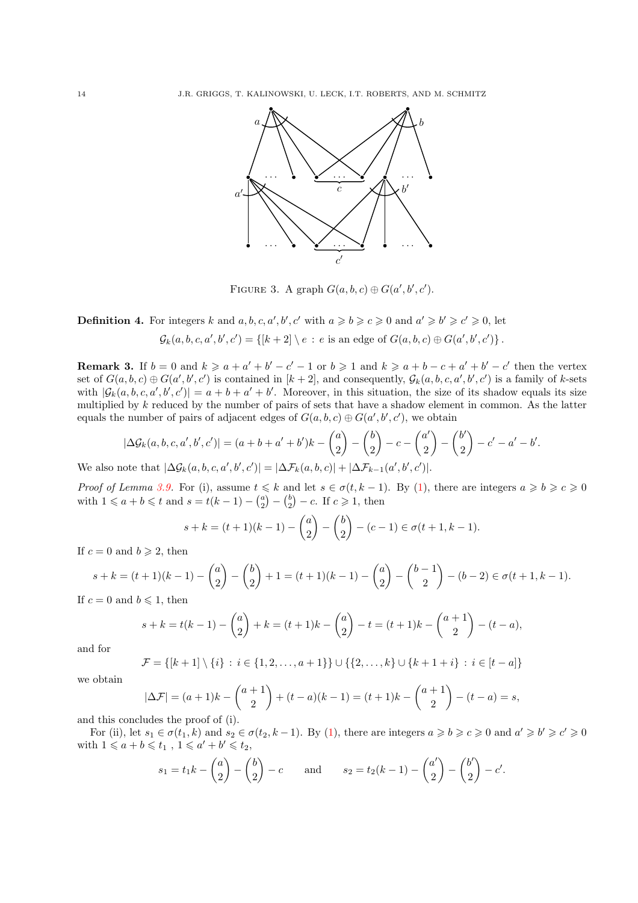FIGURE 3. A graph $G(a,b,c) \oplus G(a',b',c')$.

**Definition 4.** For integers $k$ and $a,b,c,a',b',c'$ with $a \geqslant b \geqslant c \geqslant 0$ and $a' \geqslant b' \geqslant c' \geqslant 0$, let

$$\mathcal{G}_k(a,b,c,a',b',c') = \{[k+2] \setminus e \,:\, e \text{ is an edge of } G(a,b,c) \oplus G(a',b',c')\}\,.$$

**Remark 3.** If $b = 0$ and $k \geqslant a + a' + b' - c' - 1$ or $b \geqslant 1$ and $k \geqslant a + b - c + a' + b' - c'$ then the vertex set of $G(a,b,c) \oplus G(a',b',c')$ is contained in $[k+2]$, and consequently, $\mathcal{G}_k(a,b,c,a',b',c')$ is a family of $k$-sets with $|\mathcal{G}_k(a,b,c,a',b',c')| = a + b + a' + b'$. Moreover, in this situation, the size of its shadow equals its size multiplied by $k$ reduced by the number of pairs of sets that have a shadow element in common. As the latter equals the number of pairs of adjacent edges of $G(a,b,c) \oplus G(a',b',c')$, we obtain

$$|\Delta\mathcal{G}_k(a,b,c,a',b',c')| = (a+b+a'+b')k - \binom{a}{2} - \binom{b}{2} - c - \binom{a'}{2} - \binom{b'}{2} - c' - a' - b'.$$

We also note that $|\Delta\mathcal{G}_k(a,b,c,a',b',c')| = |\Delta\mathcal{F}_k(a,b,c)| + |\Delta\mathcal{F}_{k-1}(a',b',c')|$.

*Proof of Lemma 3.9.* For (i), assume $t \leqslant k$ and let $s \in \sigma(t, k-1)$. By (1), there are integers $a \geqslant b \geqslant c \geqslant 0$ with $1 \leqslant a + b \leqslant t$ and $s = t(k-1) - \binom{a}{2} - \binom{b}{2} - c$. If $c \geqslant 1$, then

$$s + k = (t+1)(k-1) - \binom{a}{2} - \binom{b}{2} - (c-1) \in \sigma(t+1, k-1).$$

If $c = 0$ and $b \geqslant 2$, then

$$s + k = (t+1)(k-1) - \binom{a}{2} - \binom{b}{2} + 1 = (t+1)(k-1) - \binom{a}{2} - \binom{b-1}{2} - (b-2) \in \sigma(t+1, k-1).$$

If $c = 0$ and $b \leqslant 1$, then

$$s + k = t(k-1) - \binom{a}{2} + k = (t+1)k - \binom{a}{2} - t = (t+1)k - \binom{a+1}{2} - (t-a),$$

and for

$$\mathcal{F} = \{[k+1] \setminus \{i\} \,:\, i \in \{1,2,\dots,a+1\}\} \cup \{\{2,\dots,k\} \cup \{k+1+i\} \,:\, i \in [t-a]\}$$

we obtain

$$|\Delta\mathcal{F}| = (a+1)k - \binom{a+1}{2} + (t-a)(k-1) = (t+1)k - \binom{a+1}{2} - (t-a) = s,$$

and this concludes the proof of (i).

For (ii), let $s_1 \in \sigma(t_1, k)$ and $s_2 \in \sigma(t_2, k-1)$. By (1), there are integers $a \geqslant b \geqslant c \geqslant 0$ and $a' \geqslant b' \geqslant c' \geqslant 0$ with $1 \leqslant a + b \leqslant t_1$ , $1 \leqslant a' + b' \leqslant t_2$,

$$s_1 = t_1 k - \binom{a}{2} - \binom{b}{2} - c \qquad \text{and} \qquad s_2 = t_2(k-1) - \binom{a'}{2} - \binom{b'}{2} - c'.$$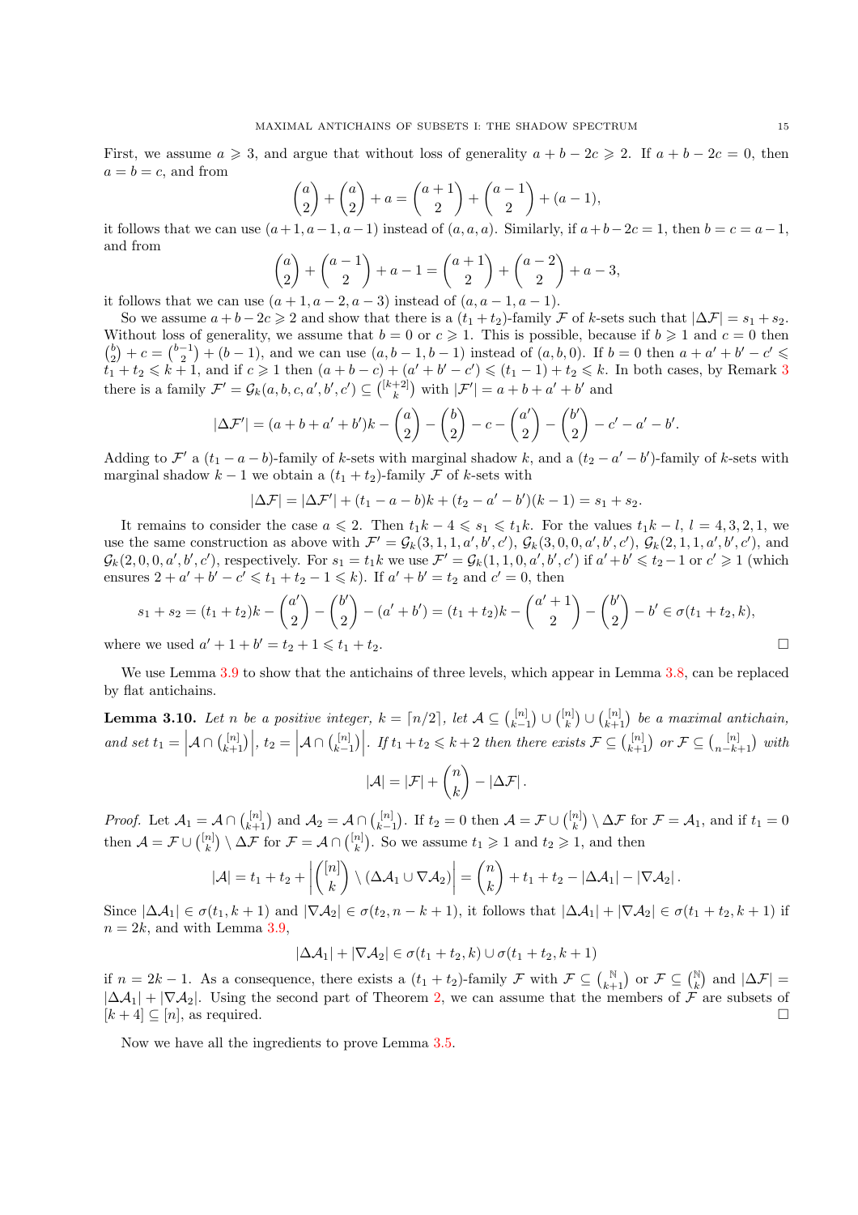First, we assume $a \geqslant 3$, and argue that without loss of generality $a+b-2c \geqslant 2$. If $a+b-2c=0$, then $a=b=c$, and from

$$\binom{a}{2}+\binom{a}{2}+a=\binom{a+1}{2}+\binom{a-1}{2}+(a-1),$$

it follows that we can use $(a+1,a-1,a-1)$ instead of $(a,a,a)$. Similarly, if $a+b-2c=1$, then $b=c=a-1$, and from

$$\binom{a}{2}+\binom{a-1}{2}+a-1=\binom{a+1}{2}+\binom{a-2}{2}+a-3,$$

it follows that we can use $(a+1,a-2,a-3)$ instead of $(a,a-1,a-1)$.

So we assume $a+b-2c \geqslant 2$ and show that there is a $(t_1+t_2)$-family $\mathcal{F}$ of $k$-sets such that $|\Delta\mathcal{F}|=s_1+s_2$. Without loss of generality, we assume that $b=0$ or $c \geqslant 1$. This is possible, because if $b \geqslant 1$ and $c=0$ then $\binom{b}{2}+c=\binom{b-1}{2}+(b-1)$, and we can use $(a,b-1,b-1)$ instead of $(a,b,0)$. If $b=0$ then $a+a'+b'-c' \leqslant t_1+t_2 \leqslant k+1$, and if $c \geqslant 1$ then $(a+b-c)+(a'+b'-c') \leqslant (t_1-1)+t_2 \leqslant k$. In both cases, by Remark 3 there is a family $\mathcal{F}'=\mathcal{G}_k(a,b,c,a',b',c') \subseteq \binom{[k+2]}{k}$ with $|\mathcal{F}'|=a+b+a'+b'$ and

$$|\Delta\mathcal{F}'|=(a+b+a'+b')k-\binom{a}{2}-\binom{b}{2}-c-\binom{a'}{2}-\binom{b'}{2}-c'-a'-b'.$$

Adding to $\mathcal{F}'$ a $(t_1-a-b)$-family of $k$-sets with marginal shadow $k$, and a $(t_2-a'-b')$-family of $k$-sets with marginal shadow $k-1$ we obtain a $(t_1+t_2)$-family $\mathcal{F}$ of $k$-sets with

$$|\Delta\mathcal{F}|=|\Delta\mathcal{F}'|+(t_1-a-b)k+(t_2-a'-b')(k-1)=s_1+s_2.$$

It remains to consider the case $a \leqslant 2$. Then $t_1k-4 \leqslant s_1 \leqslant t_1k$. For the values $t_1k-l$, $l=4,3,2,1$, we use the same construction as above with $\mathcal{F}'=\mathcal{G}_k(3,1,1,a',b',c')$, $\mathcal{G}_k(3,0,0,a',b',c')$, $\mathcal{G}_k(2,1,1,a',b',c')$, and $\mathcal{G}_k(2,0,0,a',b',c')$, respectively. For $s_1=t_1k$ we use $\mathcal{F}'=\mathcal{G}_k(1,1,0,a',b',c')$ if $a'+b' \leqslant t_2-1$ or $c' \geqslant 1$ (which ensures $2+a'+b'-c' \leqslant t_1+t_2-1 \leqslant k$). If $a'+b'=t_2$ and $c'=0$, then

$$s_1+s_2=(t_1+t_2)k-\binom{a'}{2}-\binom{b'}{2}-(a'+b')=(t_1+t_2)k-\binom{a'+1}{2}-\binom{b'}{2}-b' \in \sigma(t_1+t_2,k),$$

where we used $a'+1+b'=t_2+1 \leqslant t_1+t_2$. □

We use Lemma 3.9 to show that the antichains of three levels, which appear in Lemma 3.8, can be replaced by flat antichains.

**Lemma 3.10.** *Let $n$ be a positive integer, $k=\lceil n/2\rceil$, let $\mathcal{A} \subseteq \binom{[n]}{k-1} \cup \binom{[n]}{k} \cup \binom{[n]}{k+1}$ be a maximal antichain, and set $t_1=\left|\mathcal{A}\cap\binom{[n]}{k+1}\right|$, $t_2=\left|\mathcal{A}\cap\binom{[n]}{k-1}\right|$. If $t_1+t_2 \leqslant k+2$ then there exists $\mathcal{F} \subseteq \binom{[n]}{k+1}$ or $\mathcal{F} \subseteq \binom{[n]}{n-k+1}$ with*

$$|\mathcal{A}|=|\mathcal{F}|+\binom{n}{k}-|\Delta\mathcal{F}|.$$

*Proof.* Let $\mathcal{A}_1=\mathcal{A}\cap\binom{[n]}{k+1}$ and $\mathcal{A}_2=\mathcal{A}\cap\binom{[n]}{k-1}$. If $t_2=0$ then $\mathcal{A}=\mathcal{F}\cup\binom{[n]}{k}\setminus\Delta\mathcal{F}$ for $\mathcal{F}=\mathcal{A}_1$, and if $t_1=0$ then $\mathcal{A}=\mathcal{F}\cup\binom{[n]}{k}\setminus\Delta\mathcal{F}$ for $\mathcal{F}=\mathcal{A}\cap\binom{[n]}{k}$. So we assume $t_1 \geqslant 1$ and $t_2 \geqslant 1$, and then

$$|\mathcal{A}|=t_1+t_2+\left|\binom{[n]}{k}\setminus(\Delta\mathcal{A}_1\cup\nabla\mathcal{A}_2)\right|=\binom{n}{k}+t_1+t_2-|\Delta\mathcal{A}_1|-|\nabla\mathcal{A}_2|.$$

Since $|\Delta\mathcal{A}_1| \in \sigma(t_1,k+1)$ and $|\nabla\mathcal{A}_2| \in \sigma(t_2,n-k+1)$, it follows that $|\Delta\mathcal{A}_1|+|\nabla\mathcal{A}_2| \in \sigma(t_1+t_2,k+1)$ if $n=2k$, and with Lemma 3.9,

$$|\Delta\mathcal{A}_1|+|\nabla\mathcal{A}_2| \in \sigma(t_1+t_2,k)\cup\sigma(t_1+t_2,k+1)$$

if $n=2k-1$. As a consequence, there exists a $(t_1+t_2)$-family $\mathcal{F}$ with $\mathcal{F}\subseteq\binom{\mathbb{N}}{k+1}$ or $\mathcal{F}\subseteq\binom{\mathbb{N}}{k}$ and $|\Delta\mathcal{F}|=|\Delta\mathcal{A}_1|+|\nabla\mathcal{A}_2|$. Using the second part of Theorem 2, we can assume that the members of $\mathcal{F}$ are subsets of $[k+4]\subseteq[n]$, as required. □

Now we have all the ingredients to prove Lemma 3.5.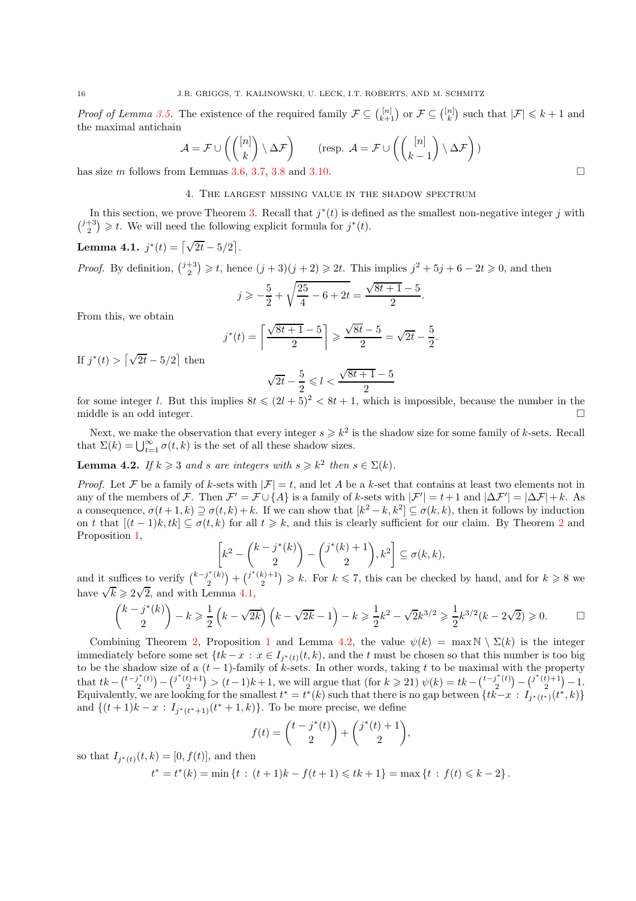*Proof of Lemma 3.5.* The existence of the required family $\mathcal{F} \subseteq \binom{[n]}{k+1}$ or $\mathcal{F} \subseteq \binom{[n]}{k}$ such that $|\mathcal{F}| \leqslant k+1$ and the maximal antichain

$$\mathcal{A} = \mathcal{F} \cup \left( \binom{[n]}{k} \setminus \Delta\mathcal{F} \right) \qquad \left(\text{resp. } \mathcal{A} = \mathcal{F} \cup \left( \binom{[n]}{k-1} \setminus \Delta\mathcal{F} \right)\right)$$

has size $m$ follows from Lemmas 3.6, 3.7, 3.8 and 3.10. $\square$

## 4. The largest missing value in the shadow spectrum

In this section, we prove Theorem 3. Recall that $j^*(t)$ is defined as the smallest non-negative integer $j$ with $\binom{j+3}{2} \geqslant t$. We will need the following explicit formula for $j^*(t)$.

**Lemma 4.1.** $j^*(t) = \left\lceil \sqrt{2t} - 5/2 \right\rceil$.

*Proof.* By definition, $\binom{j+3}{2} \geqslant t$, hence $(j+3)(j+2) \geqslant 2t$. This implies $j^2 + 5j + 6 - 2t \geqslant 0$, and then

$$j \geqslant -\frac{5}{2} + \sqrt{\frac{25}{4} - 6 + 2t} = \frac{\sqrt{8t+1} - 5}{2}.$$

From this, we obtain

$$j^*(t) = \left\lceil \frac{\sqrt{8t+1} - 5}{2} \right\rceil \geqslant \frac{\sqrt{8t} - 5}{2} = \sqrt{2t} - \frac{5}{2}.$$

If $j^*(t) > \left\lceil \sqrt{2t} - 5/2 \right\rceil$ then

$$\sqrt{2t} - \frac{5}{2} \leqslant l < \frac{\sqrt{8t+1} - 5}{2}$$

for some integer $l$. But this implies $8t \leqslant (2l+5)^2 < 8t+1$, which is impossible, because the number in the middle is an odd integer. $\square$

Next, we make the observation that every integer $s \geqslant k^2$ is the shadow size for some family of $k$-sets. Recall that $\Sigma(k) = \bigcup_{t=1}^{\infty} \sigma(t,k)$ is the set of all these shadow sizes.

**Lemma 4.2.** *If $k \geqslant 3$ and $s$ are integers with $s \geqslant k^2$ then $s \in \Sigma(k)$.*

*Proof.* Let $\mathcal{F}$ be a family of $k$-sets with $|\mathcal{F}| = t$, and let $A$ be a $k$-set that contains at least two elements not in any of the members of $\mathcal{F}$. Then $\mathcal{F}' = \mathcal{F} \cup \{A\}$ is a family of $k$-sets with $|\mathcal{F}'| = t+1$ and $|\Delta\mathcal{F}'| = |\Delta\mathcal{F}| + k$. As a consequence, $\sigma(t+1,k) \supseteq \sigma(t,k) + k$. If we can show that $[k^2 - k, k^2] \subseteq \sigma(k,k)$, then it follows by induction on $t$ that $[(t-1)k, tk] \subseteq \sigma(t,k)$ for all $t \geqslant k$, and this is clearly sufficient for our claim. By Theorem 2 and Proposition 1,

$$\left[k^2 - \binom{k - j^*(k)}{2} - \binom{j^*(k)+1}{2}, k^2\right] \subseteq \sigma(k,k),$$

and it suffices to verify $\binom{k-j^*(k)}{2} + \binom{j^*(k)+1}{2} \geqslant k$. For $k \leqslant 7$, this can be checked by hand, and for $k \geqslant 8$ we have $\sqrt{k} \geqslant 2\sqrt{2}$, and with Lemma 4.1,

$$\binom{k - j^*(k)}{2} - k \geqslant \frac{1}{2}\left(k - \sqrt{2k}\right)\left(k - \sqrt{2k} - 1\right) - k \geqslant \frac{1}{2}k^2 - \sqrt{2}k^{3/2} \geqslant \frac{1}{2}k^{3/2}(k - 2\sqrt{2}) \geqslant 0. \qquad \square$$

Combining Theorem 2, Proposition 1 and Lemma 4.2, the value $\psi(k) = \max \mathbb{N} \setminus \Sigma(k)$ is the integer immediately before some set $\{tk - x : x \in I_{j^*(t)}(t,k)$, and the $t$ must be chosen so that this number is too big to be the shadow size of a $(t-1)$-family of $k$-sets. In other words, taking $t$ to be maximal with the property that $tk - \binom{t-j^*(t)}{2} - \binom{j^*(t)+1}{2} > (t-1)k + 1$, we will argue that (for $k \geqslant 21$) $\psi(k) = tk - \binom{t-j^*(t)}{2} - \binom{j^*(t)+1}{2} - 1$. Equivalently, we are looking for the smallest $t^* = t^*(k)$ such that there is no gap between $\{tk - x : I_{j^*(t^*)}(t^*,k)\}$ and $\{(t+1)k - x : I_{j^*(t^*+1)}(t^*+1,k)\}$. To be more precise, we define

$$f(t) = \binom{t - j^*(t)}{2} + \binom{j^*(t)+1}{2},$$

so that $I_{j^*(t)}(t,k) = [0, f(t)]$, and then

$$t^* = t^*(k) = \min\{t : (t+1)k - f(t+1) \leqslant tk + 1\} = \max\{t : f(t) \leqslant k - 2\}.$$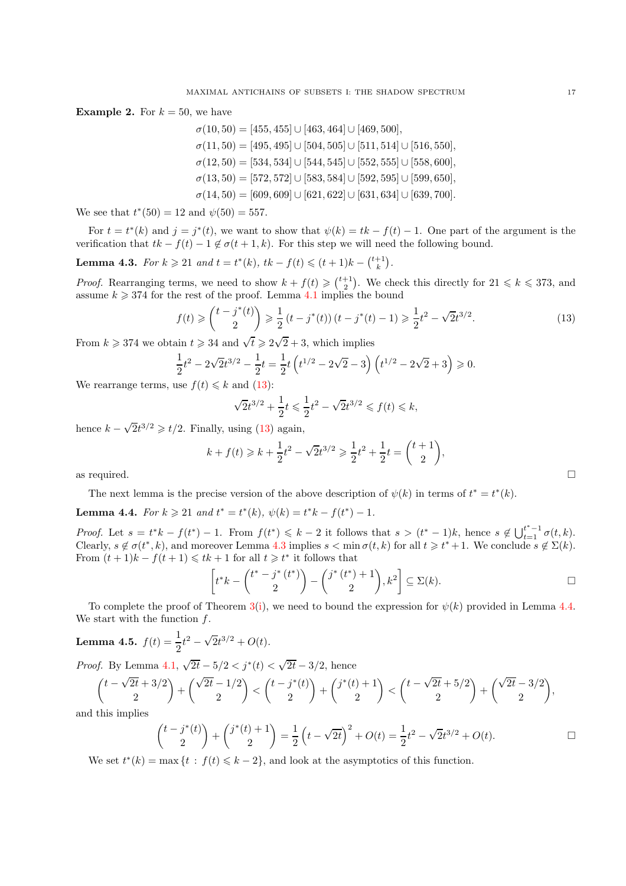**Example 2.** For $k = 50$, we have

$$\sigma(10,50) = [455,455] \cup [463,464] \cup [469,500],$$
$$\sigma(11,50) = [495,495] \cup [504,505] \cup [511,514] \cup [516,550],$$
$$\sigma(12,50) = [534,534] \cup [544,545] \cup [552,555] \cup [558,600],$$
$$\sigma(13,50) = [572,572] \cup [583,584] \cup [592,595] \cup [599,650],$$
$$\sigma(14,50) = [609,609] \cup [621,622] \cup [631,634] \cup [639,700].$$

We see that $t^*(50) = 12$ and $\psi(50) = 557$.

For $t = t^*(k)$ and $j = j^*(t)$, we want to show that $\psi(k) = tk - f(t) - 1$. One part of the argument is the verification that $tk - f(t) - 1 \notin \sigma(t+1,k)$. For this step we will need the following bound.

**Lemma 4.3.** *For $k \geqslant 21$ and $t = t^*(k)$, $tk - f(t) \leqslant (t+1)k - \binom{t+1}{k}$.*

*Proof.* Rearranging terms, we need to show $k + f(t) \geqslant \binom{t+1}{2}$. We check this directly for $21 \leqslant k \leqslant 373$, and assume $k \geqslant 374$ for the rest of the proof. Lemma 4.1 implies the bound

$$f(t) \geqslant \binom{t - j^*(t)}{2} \geqslant \frac{1}{2}\left(t - j^*(t)\right)\left(t - j^*(t) - 1\right) \geqslant \frac{1}{2}t^2 - \sqrt{2}t^{3/2}. \tag{13}$$

From $k \geqslant 374$ we obtain $t \geqslant 34$ and $\sqrt{t} \geqslant 2\sqrt{2} + 3$, which implies

$$\frac{1}{2}t^2 - 2\sqrt{2}t^{3/2} - \frac{1}{2}t = \frac{1}{2}t\left(t^{1/2} - 2\sqrt{2} - 3\right)\left(t^{1/2} - 2\sqrt{2} + 3\right) \geqslant 0.$$

We rearrange terms, use $f(t) \leqslant k$ and (13):

$$\sqrt{2}t^{3/2} + \frac{1}{2}t \leqslant \frac{1}{2}t^2 - \sqrt{2}t^{3/2} \leqslant f(t) \leqslant k,$$

hence $k - \sqrt{2}t^{3/2} \geqslant t/2$. Finally, using (13) again,

$$k + f(t) \geqslant k + \frac{1}{2}t^2 - \sqrt{2}t^{3/2} \geqslant \frac{1}{2}t^2 + \frac{1}{2}t = \binom{t+1}{2},$$

as required. $\square$

The next lemma is the precise version of the above description of $\psi(k)$ in terms of $t^* = t^*(k)$.

**Lemma 4.4.** *For $k \geqslant 21$ and $t^* = t^*(k)$, $\psi(k) = t^*k - f(t^*) - 1$.*

*Proof.* Let $s = t^*k - f(t^*) - 1$. From $f(t^*) \leqslant k - 2$ it follows that $s > (t^* - 1)k$, hence $s \notin \bigcup_{t=1}^{t^*-1} \sigma(t,k)$. Clearly, $s \notin \sigma(t^*,k)$, and moreover Lemma 4.3 implies $s < \min \sigma(t,k)$ for all $t \geqslant t^* + 1$. We conclude $s \notin \Sigma(k)$. From $(t+1)k - f(t+1) \leqslant tk + 1$ for all $t \geqslant t^*$ it follows that

$$\left[t^*k - \binom{t^* - j^*(t^*)}{2} - \binom{j^*(t^*) + 1}{2}, k^2\right] \subseteq \Sigma(k). \qquad \square$$

To complete the proof of Theorem 3(i), we need to bound the expression for $\psi(k)$ provided in Lemma 4.4. We start with the function $f$.

**Lemma 4.5.** $f(t) = \dfrac{1}{2}t^2 - \sqrt{2}t^{3/2} + O(t)$.

*Proof.* By Lemma 4.1, $\sqrt{2t} - 5/2 < j^*(t) < \sqrt{2t} - 3/2$, hence

$$\binom{t - \sqrt{2t} + 3/2}{2} + \binom{\sqrt{2t} - 1/2}{2} < \binom{t - j^*(t)}{2} + \binom{j^*(t) + 1}{2} < \binom{t - \sqrt{2t} + 5/2}{2} + \binom{\sqrt{2t} - 3/2}{2},$$

and this implies

$$\binom{t - j^*(t)}{2} + \binom{j^*(t) + 1}{2} = \frac{1}{2}\left(t - \sqrt{2t}\right)^2 + O(t) = \frac{1}{2}t^2 - \sqrt{2}t^{3/2} + O(t). \qquad \square$$

We set $t^*(k) = \max\{t : f(t) \leqslant k - 2\}$, and look at the asymptotics of this function.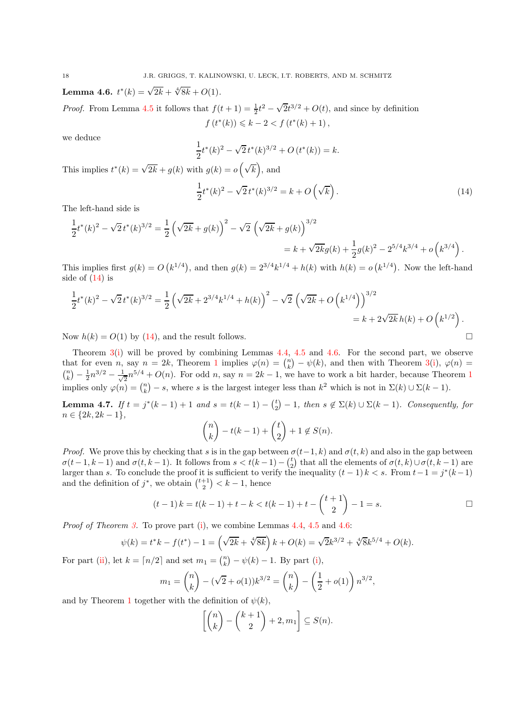**Lemma 4.6.** $t^*(k) = \sqrt{2k} + \sqrt[4]{8k} + O(1)$.

*Proof.* From Lemma 4.5 it follows that $f(t+1) = \frac{1}{2}t^2 - \sqrt{2}t^{3/2} + O(t)$, and since by definition

$$f\left(t^*(k)\right) \leqslant k-2 < f\left(t^*(k)+1\right),$$

we deduce

$$\frac{1}{2}t^*(k)^2 - \sqrt{2}\,t^*(k)^{3/2} + O\left(t^*(k)\right) = k.$$

This implies $t^*(k) = \sqrt{2k} + g(k)$ with $g(k) = o\left(\sqrt{k}\right)$, and

$$\frac{1}{2}t^*(k)^2 - \sqrt{2}\,t^*(k)^{3/2} = k + O\left(\sqrt{k}\right). \tag{14}$$

The left-hand side is

$$\frac{1}{2}t^*(k)^2 - \sqrt{2}\,t^*(k)^{3/2} = \frac{1}{2}\left(\sqrt{2k}+g(k)\right)^2 - \sqrt{2}\,\left(\sqrt{2k}+g(k)\right)^{3/2}$$
$$= k + \sqrt{2k}g(k) + \frac{1}{2}g(k)^2 - 2^{5/4}k^{3/4} + o\left(k^{3/4}\right).$$

This implies first $g(k) = O\left(k^{1/4}\right)$, and then $g(k) = 2^{3/4}k^{1/4} + h(k)$ with $h(k) = o\left(k^{1/4}\right)$. Now the left-hand side of (14) is

$$\frac{1}{2}t^*(k)^2 - \sqrt{2}\,t^*(k)^{3/2} = \frac{1}{2}\left(\sqrt{2k}+2^{3/4}k^{1/4}+h(k)\right)^2 - \sqrt{2}\,\left(\sqrt{2k}+O\left(k^{1/4}\right)\right)^{3/2}$$
$$= k + 2\sqrt{2k}\,h(k) + O\left(k^{1/2}\right).$$

Now $h(k) = O(1)$ by (14), and the result follows. $\square$

Theorem 3(i) will be proved by combining Lemmas 4.4, 4.5 and 4.6. For the second part, we observe that for even $n$, say $n = 2k$, Theorem 1 implies $\varphi(n) = \binom{n}{k} - \psi(k)$, and then with Theorem 3(i), $\varphi(n) = \binom{n}{k} - \frac{1}{2}n^{3/2} - \frac{1}{\sqrt{2}}n^{5/4} + O(n)$. For odd $n$, say $n = 2k-1$, we have to work a bit harder, because Theorem 1 implies only $\varphi(n) = \binom{n}{k} - s$, where $s$ is the largest integer less than $k^2$ which is not in $\Sigma(k)\cup\Sigma(k-1)$.

**Lemma 4.7.** *If $t = j^*(k-1)+1$ and $s = t(k-1) - \binom{t}{2} - 1$, then $s \notin \Sigma(k)\cup\Sigma(k-1)$. Consequently, for $n \in \{2k, 2k-1\}$,*

$$\binom{n}{k} - t(k-1) + \binom{t}{2} + 1 \notin S(n).$$

*Proof.* We prove this by checking that $s$ is in the gap between $\sigma(t-1,k)$ and $\sigma(t,k)$ and also in the gap between $\sigma(t-1,k-1)$ and $\sigma(t,k-1)$. It follows from $s < t(k-1) - \binom{t}{2}$ that all the elements of $\sigma(t,k)\cup\sigma(t,k-1)$ are larger than $s$. To conclude the proof it is sufficient to verify the inequality $(t-1)\,k < s$. From $t-1 = j^*(k-1)$ and the definition of $j^*$, we obtain $\binom{t+1}{2} < k-1$, hence

$$(t-1)\,k = t(k-1) + t - k < t(k-1) + t - \binom{t+1}{2} - 1 = s. \qquad \square$$

*Proof of Theorem 3.* To prove part (i), we combine Lemmas 4.4, 4.5 and 4.6:

$$\psi(k) = t^*k - f(t^*) - 1 = \left(\sqrt{2k} + \sqrt[4]{8k}\right)k + O(k) = \sqrt{2}k^{3/2} + \sqrt[4]{8}k^{5/4} + O(k).$$

For part (ii), let $k = \lceil n/2\rceil$ and set $m_1 = \binom{n}{k} - \psi(k) - 1$. By part (i),

$$m_1 = \binom{n}{k} - (\sqrt{2}+o(1))k^{3/2} = \binom{n}{k} - \left(\frac{1}{2}+o(1)\right)n^{3/2},$$

and by Theorem 1 together with the definition of $\psi(k)$,

$$\left[\binom{n}{k} - \binom{k+1}{2} + 2, m_1\right] \subseteq S(n).$$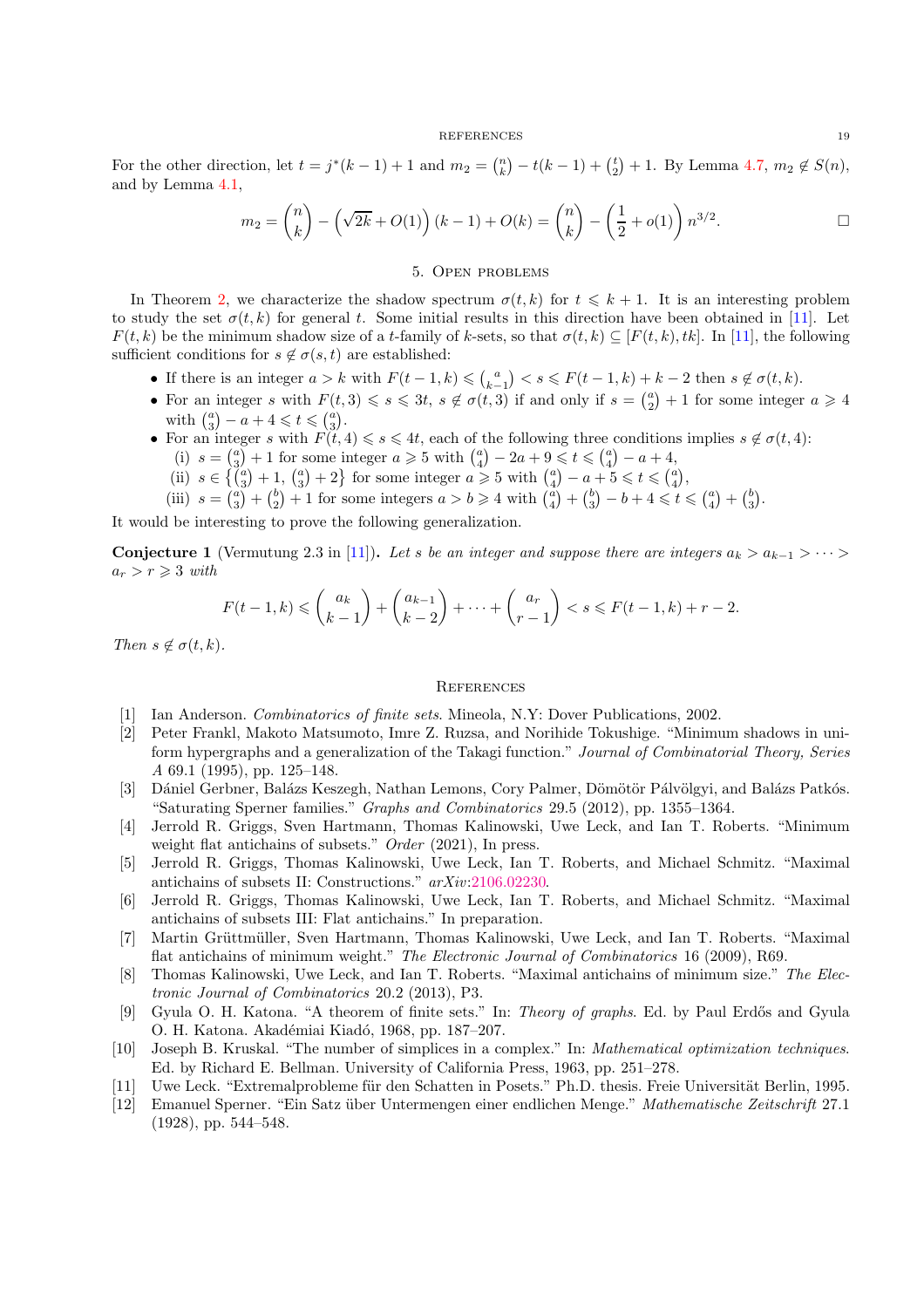For the other direction, let $t = j^*(k-1)+1$ and $m_2 = \binom{n}{k} - t(k-1) + \binom{t}{2} + 1$. By Lemma 4.7, $m_2 \notin S(n)$, and by Lemma 4.1,

$$m_2 = \binom{n}{k} - \left(\sqrt{2k} + O(1)\right)(k-1) + O(k) = \binom{n}{k} - \left(\frac{1}{2} + o(1)\right) n^{3/2}. \qquad \square$$

## 5. Open problems

In Theorem 2, we characterize the shadow spectrum $\sigma(t,k)$ for $t \leqslant k+1$. It is an interesting problem to study the set $\sigma(t,k)$ for general $t$. Some initial results in this direction have been obtained in [11]. Let $F(t,k)$ be the minimum shadow size of a $t$-family of $k$-sets, so that $\sigma(t,k) \subseteq [F(t,k), tk]$. In [11], the following sufficient conditions for $s \notin \sigma(s,t)$ are established:

- If there is an integer $a > k$ with $F(t-1,k) \leqslant \binom{a}{k-1} < s \leqslant F(t-1,k) + k - 2$ then $s \notin \sigma(t,k)$.
- For an integer $s$ with $F(t,3) \leqslant s \leqslant 3t$, $s \notin \sigma(t,3)$ if and only if $s = \binom{a}{2} + 1$ for some integer $a \geqslant 4$ with $\binom{a}{3} - a + 4 \leqslant t \leqslant \binom{a}{3}$.
- For an integer $s$ with $F(t,4) \leqslant s \leqslant 4t$, each of the following three conditions implies $s \notin \sigma(t,4)$:
  - (i) $s = \binom{a}{3} + 1$ for some integer $a \geqslant 5$ with $\binom{a}{4} - 2a + 9 \leqslant t \leqslant \binom{a}{4} - a + 4$,
  - (ii) $s \in \left\{\binom{a}{3} + 1, \binom{a}{3} + 2\right\}$ for some integer $a \geqslant 5$ with $\binom{a}{4} - a + 5 \leqslant t \leqslant \binom{a}{4}$,
  - (iii) $s = \binom{a}{3} + \binom{b}{2} + 1$ for some integers $a > b \geqslant 4$ with $\binom{a}{4} + \binom{b}{3} - b + 4 \leqslant t \leqslant \binom{a}{4} + \binom{b}{3}$.

It would be interesting to prove the following generalization.

**Conjecture 1** (Vermutung 2.3 in [11])**.** *Let $s$ be an integer and suppose there are integers $a_k > a_{k-1} > \cdots > a_r > r \geqslant 3$ with*

$$F(t-1,k) \leqslant \binom{a_k}{k-1} + \binom{a_{k-1}}{k-2} + \cdots + \binom{a_r}{r-1} < s \leqslant F(t-1,k) + r - 2.$$

*Then $s \notin \sigma(t,k)$.*

## References

[1] Ian Anderson. *Combinatorics of finite sets*. Mineola, N.Y: Dover Publications, 2002.

[2] Peter Frankl, Makoto Matsumoto, Imre Z. Ruzsa, and Norihide Tokushige. "Minimum shadows in uniform hypergraphs and a generalization of the Takagi function." *Journal of Combinatorial Theory, Series A* 69.1 (1995), pp. 125–148.

[3] Dániel Gerbner, Balázs Keszegh, Nathan Lemons, Cory Palmer, Dömötör Pálvölgyi, and Balázs Patkós. "Saturating Sperner families." *Graphs and Combinatorics* 29.5 (2012), pp. 1355–1364.

[4] Jerrold R. Griggs, Sven Hartmann, Thomas Kalinowski, Uwe Leck, and Ian T. Roberts. "Minimum weight flat antichains of subsets." *Order* (2021), In press.

[5] Jerrold R. Griggs, Thomas Kalinowski, Uwe Leck, Ian T. Roberts, and Michael Schmitz. "Maximal antichains of subsets II: Constructions." *arXiv*:2106.02230.

[6] Jerrold R. Griggs, Thomas Kalinowski, Uwe Leck, Ian T. Roberts, and Michael Schmitz. "Maximal antichains of subsets III: Flat antichains." In preparation.

[7] Martin Grüttmüller, Sven Hartmann, Thomas Kalinowski, Uwe Leck, and Ian T. Roberts. "Maximal flat antichains of minimum weight." *The Electronic Journal of Combinatorics* 16 (2009), R69.

[8] Thomas Kalinowski, Uwe Leck, and Ian T. Roberts. "Maximal antichains of minimum size." *The Electronic Journal of Combinatorics* 20.2 (2013), P3.

[9] Gyula O. H. Katona. "A theorem of finite sets." In: *Theory of graphs*. Ed. by Paul Erdős and Gyula O. H. Katona. Akadémiai Kiadó, 1968, pp. 187–207.

[10] Joseph B. Kruskal. "The number of simplices in a complex." In: *Mathematical optimization techniques*. Ed. by Richard E. Bellman. University of California Press, 1963, pp. 251–278.

[11] Uwe Leck. "Extremalprobleme für den Schatten in Posets." Ph.D. thesis. Freie Universität Berlin, 1995.

[12] Emanuel Sperner. "Ein Satz über Untermengen einer endlichen Menge." *Mathematische Zeitschrift* 27.1 (1928), pp. 544–548.